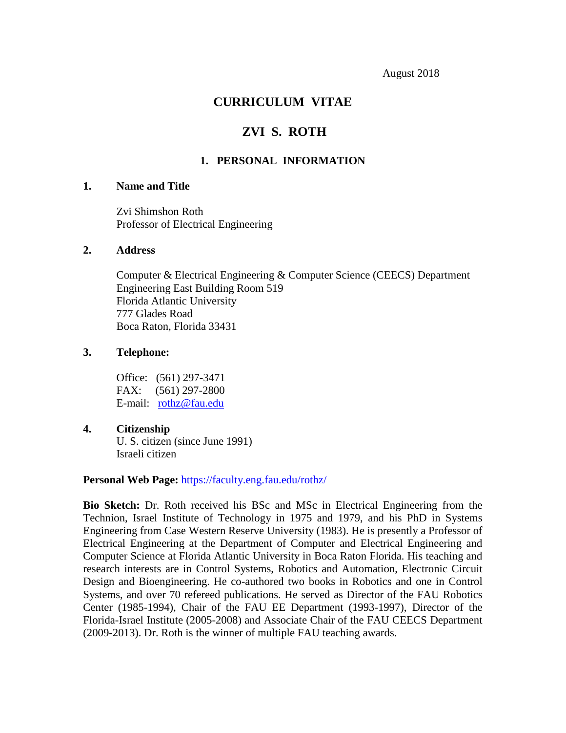August 2018

# CURRICULUM VITAE

# ZVI S. ROTH

## 1. PERSONAL INFORMATION

### 1. Name and Title

Zvi Shimshon Roth
Professor of Electrical Engineering

### 2. Address

Computer & Electrical Engineering & Computer Science (CEECS) Department
Engineering East Building Room 519
Florida Atlantic University
777 Glades Road
Boca Raton, Florida 33431

### 3. Telephone:

Office: (561) 297-3471
FAX: (561) 297-2800
E-mail: rothz@fau.edu

### 4. Citizenship

U. S. citizen (since June 1991)
Israeli citizen

**Personal Web Page:** https://faculty.eng.fau.edu/rothz/

**Bio Sketch:** Dr. Roth received his BSc and MSc in Electrical Engineering from the Technion, Israel Institute of Technology in 1975 and 1979, and his PhD in Systems Engineering from Case Western Reserve University (1983). He is presently a Professor of Electrical Engineering at the Department of Computer and Electrical Engineering and Computer Science at Florida Atlantic University in Boca Raton Florida. His teaching and research interests are in Control Systems, Robotics and Automation, Electronic Circuit Design and Bioengineering. He co-authored two books in Robotics and one in Control Systems, and over 70 refereed publications. He served as Director of the FAU Robotics Center (1985-1994), Chair of the FAU EE Department (1993-1997), Director of the Florida-Israel Institute (2005-2008) and Associate Chair of the FAU CEECS Department (2009-2013). Dr. Roth is the winner of multiple FAU teaching awards.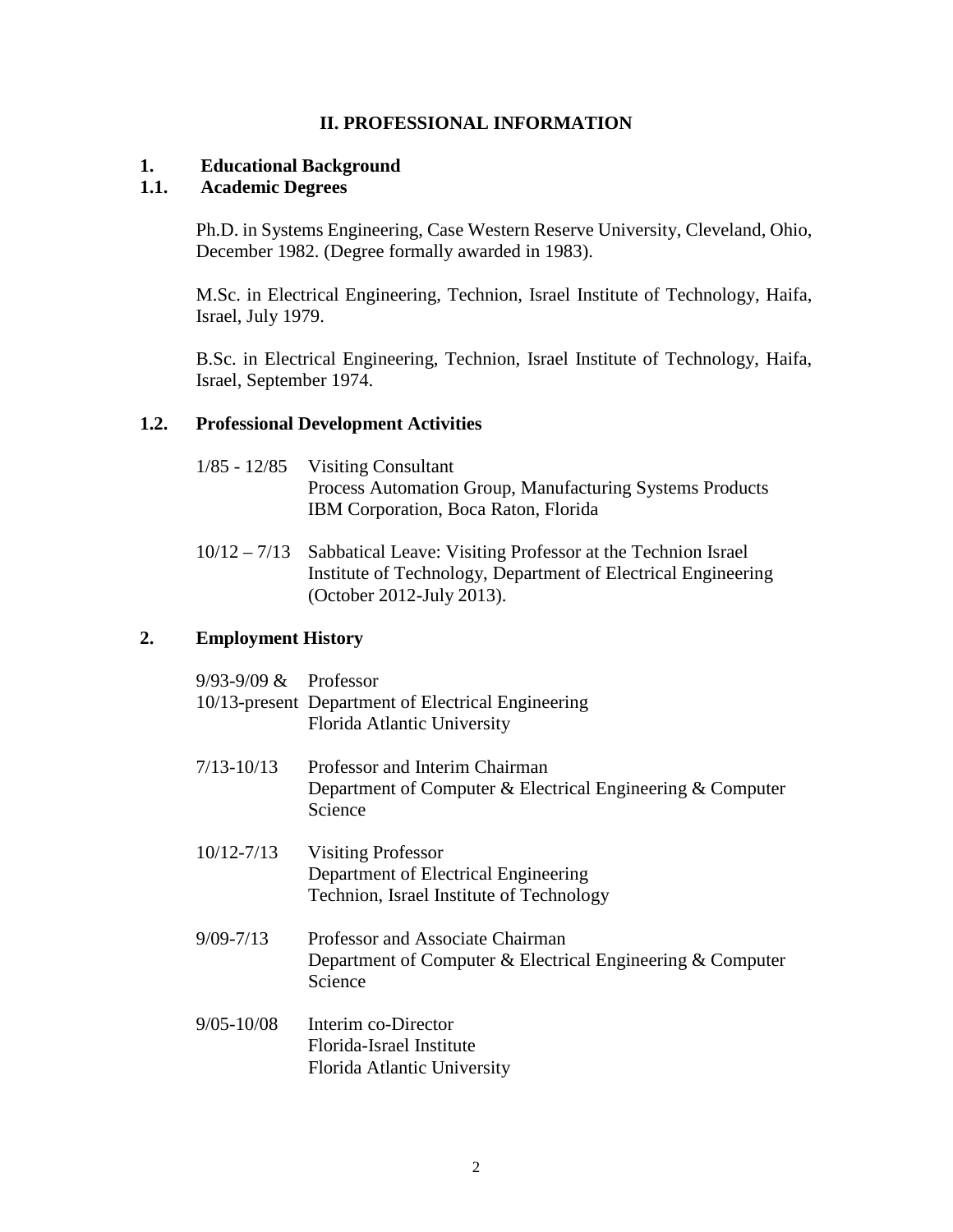## II. PROFESSIONAL INFORMATION

### 1. Educational Background

#### 1.1. Academic Degrees

Ph.D. in Systems Engineering, Case Western Reserve University, Cleveland, Ohio, December 1982. (Degree formally awarded in 1983).

M.Sc. in Electrical Engineering, Technion, Israel Institute of Technology, Haifa, Israel, July 1979.

B.Sc. in Electrical Engineering, Technion, Israel Institute of Technology, Haifa, Israel, September 1974.

#### 1.2. Professional Development Activities

1/85 - 12/85 Visiting Consultant
Process Automation Group, Manufacturing Systems Products
IBM Corporation, Boca Raton, Florida

10/12 – 7/13 Sabbatical Leave: Visiting Professor at the Technion Israel Institute of Technology, Department of Electrical Engineering (October 2012-July 2013).

### 2. Employment History

9/93-9/09 & 10/13-present Professor
Department of Electrical Engineering
Florida Atlantic University

7/13-10/13 Professor and Interim Chairman
Department of Computer & Electrical Engineering & Computer Science

10/12-7/13 Visiting Professor
Department of Electrical Engineering
Technion, Israel Institute of Technology

9/09-7/13 Professor and Associate Chairman
Department of Computer & Electrical Engineering & Computer Science

9/05-10/08 Interim co-Director
Florida-Israel Institute
Florida Atlantic University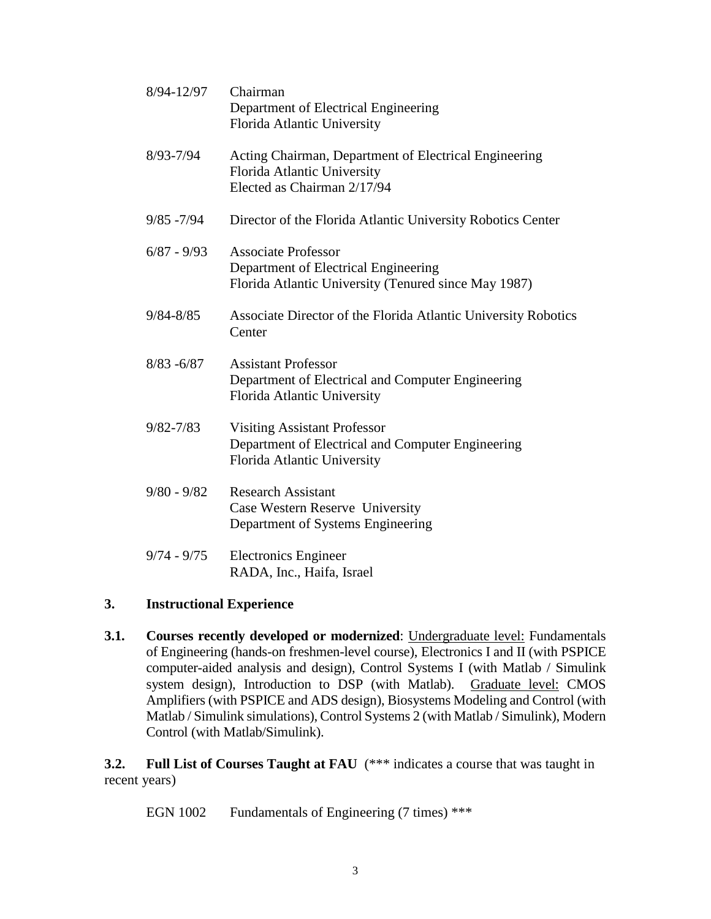| | |
|---|---|
| 8/94-12/97 | Chairman<br>Department of Electrical Engineering<br>Florida Atlantic University |
| 8/93-7/94 | Acting Chairman, Department of Electrical Engineering<br>Florida Atlantic University<br>Elected as Chairman 2/17/94 |
| 9/85 -7/94 | Director of the Florida Atlantic University Robotics Center |
| 6/87 - 9/93 | Associate Professor<br>Department of Electrical Engineering<br>Florida Atlantic University (Tenured since May 1987) |
| 9/84-8/85 | Associate Director of the Florida Atlantic University Robotics Center |
| 8/83 -6/87 | Assistant Professor<br>Department of Electrical and Computer Engineering<br>Florida Atlantic University |
| 9/82-7/83 | Visiting Assistant Professor<br>Department of Electrical and Computer Engineering<br>Florida Atlantic University |
| 9/80 - 9/82 | Research Assistant<br>Case Western Reserve University<br>Department of Systems Engineering |
| 9/74 - 9/75 | Electronics Engineer<br>RADA, Inc., Haifa, Israel |

## 3. Instructional Experience

**3.1. Courses recently developed or modernized**: Undergraduate level: Fundamentals of Engineering (hands-on freshmen-level course), Electronics I and II (with PSPICE computer-aided analysis and design), Control Systems I (with Matlab / Simulink system design), Introduction to DSP (with Matlab). Graduate level: CMOS Amplifiers (with PSPICE and ADS design), Biosystems Modeling and Control (with Matlab / Simulink simulations), Control Systems 2 (with Matlab / Simulink), Modern Control (with Matlab/Simulink).

**3.2. Full List of Courses Taught at FAU** (*** indicates a course that was taught in recent years)

EGN 1002 Fundamentals of Engineering (7 times) ***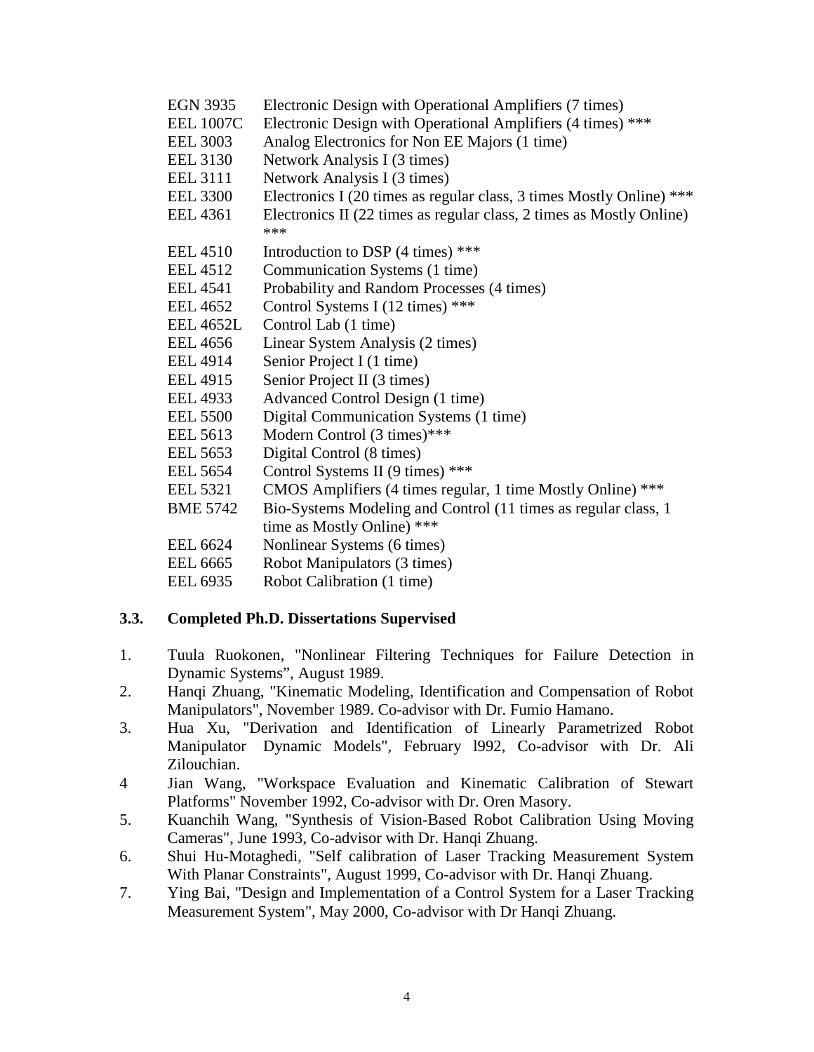| | |
|---|---|
| EGN 3935 | Electronic Design with Operational Amplifiers (7 times) |
| EEL 1007C | Electronic Design with Operational Amplifiers (4 times) *** |
| EEL 3003 | Analog Electronics for Non EE Majors (1 time) |
| EEL 3130 | Network Analysis I (3 times) |
| EEL 3111 | Network Analysis I (3 times) |
| EEL 3300 | Electronics I (20 times as regular class, 3 times Mostly Online) *** |
| EEL 4361 | Electronics II (22 times as regular class, 2 times as Mostly Online) *** |
| EEL 4510 | Introduction to DSP (4 times) *** |
| EEL 4512 | Communication Systems (1 time) |
| EEL 4541 | Probability and Random Processes (4 times) |
| EEL 4652 | Control Systems I (12 times) *** |
| EEL 4652L | Control Lab (1 time) |
| EEL 4656 | Linear System Analysis (2 times) |
| EEL 4914 | Senior Project I (1 time) |
| EEL 4915 | Senior Project II (3 times) |
| EEL 4933 | Advanced Control Design (1 time) |
| EEL 5500 | Digital Communication Systems (1 time) |
| EEL 5613 | Modern Control (3 times)*** |
| EEL 5653 | Digital Control (8 times) |
| EEL 5654 | Control Systems II (9 times) *** |
| EEL 5321 | CMOS Amplifiers (4 times regular, 1 time Mostly Online) *** |
| BME 5742 | Bio-Systems Modeling and Control (11 times as regular class, 1 time as Mostly Online) *** |
| EEL 6624 | Nonlinear Systems (6 times) |
| EEL 6665 | Robot Manipulators (3 times) |
| EEL 6935 | Robot Calibration (1 time) |

### 3.3. Completed Ph.D. Dissertations Supervised

1. Tuula Ruokonen, "Nonlinear Filtering Techniques for Failure Detection in Dynamic Systems", August 1989.
2. Hanqi Zhuang, "Kinematic Modeling, Identification and Compensation of Robot Manipulators", November 1989. Co-advisor with Dr. Fumio Hamano.
3. Hua Xu, "Derivation and Identification of Linearly Parametrized Robot Manipulator Dynamic Models", February l992, Co-advisor with Dr. Ali Zilouchian.
4. Jian Wang, "Workspace Evaluation and Kinematic Calibration of Stewart Platforms" November 1992, Co-advisor with Dr. Oren Masory.
5. Kuanchih Wang, "Synthesis of Vision-Based Robot Calibration Using Moving Cameras", June 1993, Co-advisor with Dr. Hanqi Zhuang.
6. Shui Hu-Motaghedi, "Self calibration of Laser Tracking Measurement System With Planar Constraints", August 1999, Co-advisor with Dr. Hanqi Zhuang.
7. Ying Bai, "Design and Implementation of a Control System for a Laser Tracking Measurement System", May 2000, Co-advisor with Dr Hanqi Zhuang.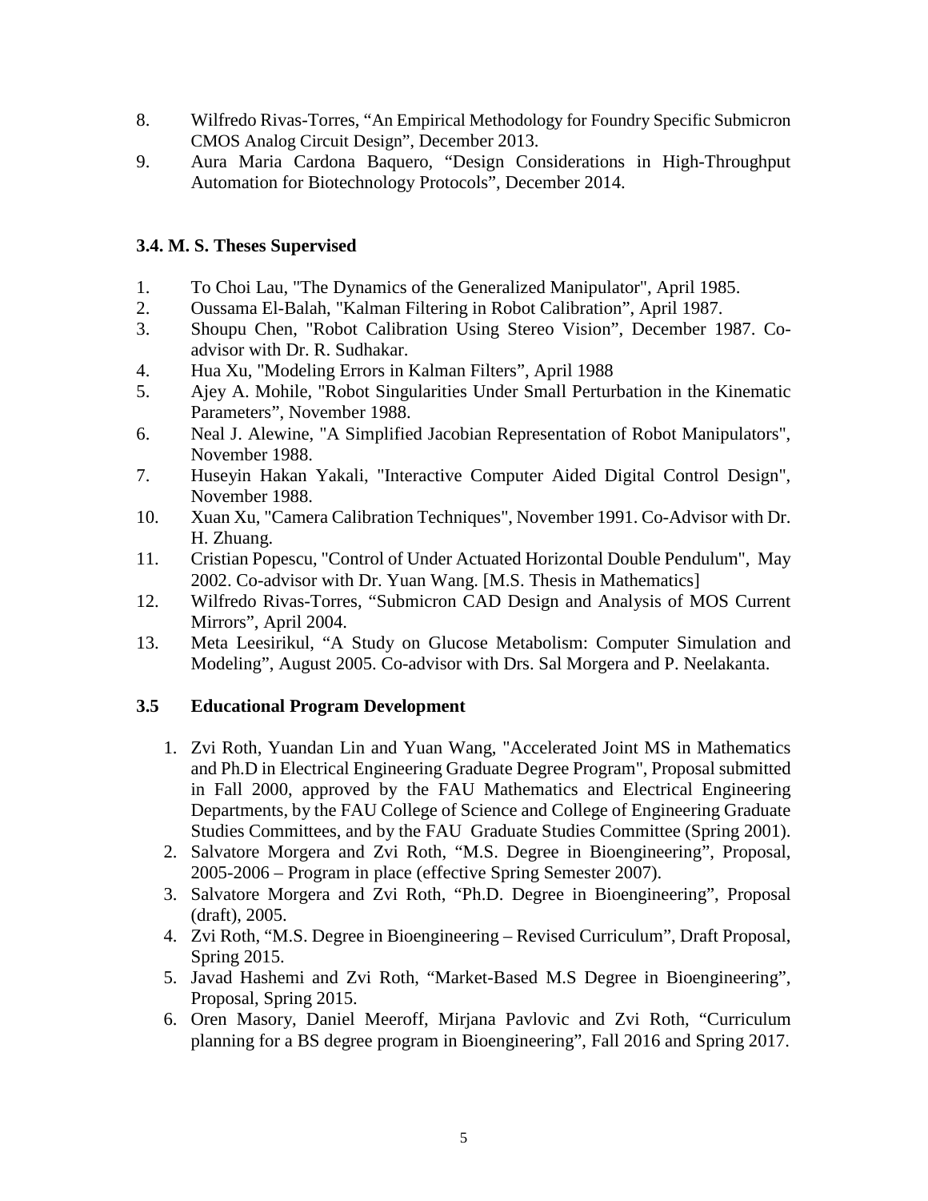8. Wilfredo Rivas-Torres, "An Empirical Methodology for Foundry Specific Submicron CMOS Analog Circuit Design", December 2013.
9. Aura Maria Cardona Baquero, "Design Considerations in High-Throughput Automation for Biotechnology Protocols", December 2014.

### 3.4. M. S. Theses Supervised

1. To Choi Lau, "The Dynamics of the Generalized Manipulator", April 1985.
2. Oussama El-Balah, "Kalman Filtering in Robot Calibration", April 1987.
3. Shoupu Chen, "Robot Calibration Using Stereo Vision", December 1987. Co-advisor with Dr. R. Sudhakar.
4. Hua Xu, "Modeling Errors in Kalman Filters", April 1988
5. Ajey A. Mohile, "Robot Singularities Under Small Perturbation in the Kinematic Parameters", November 1988.
6. Neal J. Alewine, "A Simplified Jacobian Representation of Robot Manipulators", November 1988.
7. Huseyin Hakan Yakali, "Interactive Computer Aided Digital Control Design", November 1988.
10. Xuan Xu, "Camera Calibration Techniques", November 1991. Co-Advisor with Dr. H. Zhuang.
11. Cristian Popescu, "Control of Under Actuated Horizontal Double Pendulum", May 2002. Co-advisor with Dr. Yuan Wang. [M.S. Thesis in Mathematics]
12. Wilfredo Rivas-Torres, "Submicron CAD Design and Analysis of MOS Current Mirrors", April 2004.
13. Meta Leesirikul, "A Study on Glucose Metabolism: Computer Simulation and Modeling", August 2005. Co-advisor with Drs. Sal Morgera and P. Neelakanta.

### 3.5 Educational Program Development

1. Zvi Roth, Yuandan Lin and Yuan Wang, "Accelerated Joint MS in Mathematics and Ph.D in Electrical Engineering Graduate Degree Program", Proposal submitted in Fall 2000, approved by the FAU Mathematics and Electrical Engineering Departments, by the FAU College of Science and College of Engineering Graduate Studies Committees, and by the FAU Graduate Studies Committee (Spring 2001).
2. Salvatore Morgera and Zvi Roth, "M.S. Degree in Bioengineering", Proposal, 2005-2006 – Program in place (effective Spring Semester 2007).
3. Salvatore Morgera and Zvi Roth, "Ph.D. Degree in Bioengineering", Proposal (draft), 2005.
4. Zvi Roth, "M.S. Degree in Bioengineering – Revised Curriculum", Draft Proposal, Spring 2015.
5. Javad Hashemi and Zvi Roth, "Market-Based M.S Degree in Bioengineering", Proposal, Spring 2015.
6. Oren Masory, Daniel Meeroff, Mirjana Pavlovic and Zvi Roth, "Curriculum planning for a BS degree program in Bioengineering", Fall 2016 and Spring 2017.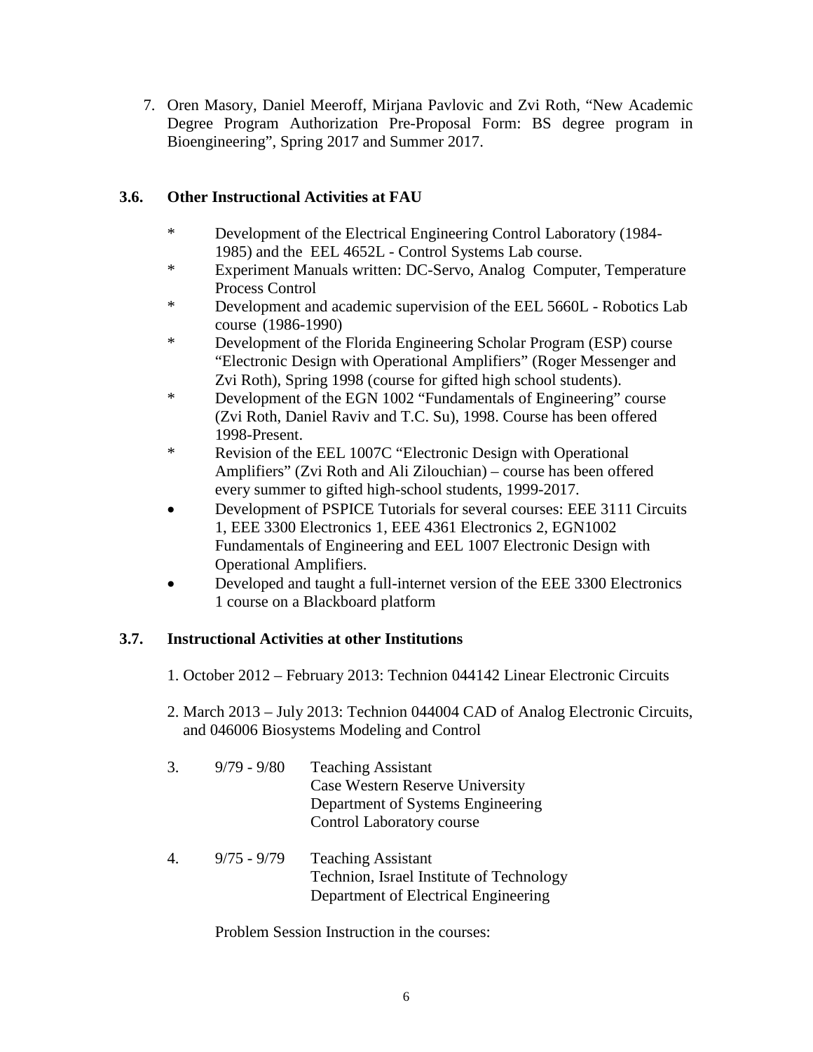7. Oren Masory, Daniel Meeroff, Mirjana Pavlovic and Zvi Roth, "New Academic Degree Program Authorization Pre-Proposal Form: BS degree program in Bioengineering", Spring 2017 and Summer 2017.

### 3.6. Other Instructional Activities at FAU

- Development of the Electrical Engineering Control Laboratory (1984-1985) and the EEL 4652L - Control Systems Lab course.
- Experiment Manuals written: DC-Servo, Analog Computer, Temperature Process Control
- Development and academic supervision of the EEL 5660L - Robotics Lab course (1986-1990)
- Development of the Florida Engineering Scholar Program (ESP) course "Electronic Design with Operational Amplifiers" (Roger Messenger and Zvi Roth), Spring 1998 (course for gifted high school students).
- Development of the EGN 1002 "Fundamentals of Engineering" course (Zvi Roth, Daniel Raviv and T.C. Su), 1998. Course has been offered 1998-Present.
- Revision of the EEL 1007C "Electronic Design with Operational Amplifiers" (Zvi Roth and Ali Zilouchian) – course has been offered every summer to gifted high-school students, 1999-2017.
- Development of PSPICE Tutorials for several courses: EEE 3111 Circuits 1, EEE 3300 Electronics 1, EEE 4361 Electronics 2, EGN1002 Fundamentals of Engineering and EEL 1007 Electronic Design with Operational Amplifiers.
- Developed and taught a full-internet version of the EEE 3300 Electronics 1 course on a Blackboard platform

### 3.7. Instructional Activities at other Institutions

1. October 2012 – February 2013: Technion 044142 Linear Electronic Circuits

2. March 2013 – July 2013: Technion 044004 CAD of Analog Electronic Circuits, and 046006 Biosystems Modeling and Control

3. 9/79 - 9/80 Teaching Assistant
   Case Western Reserve University
   Department of Systems Engineering
   Control Laboratory course

4. 9/75 - 9/79 Teaching Assistant
   Technion, Israel Institute of Technology
   Department of Electrical Engineering

   Problem Session Instruction in the courses: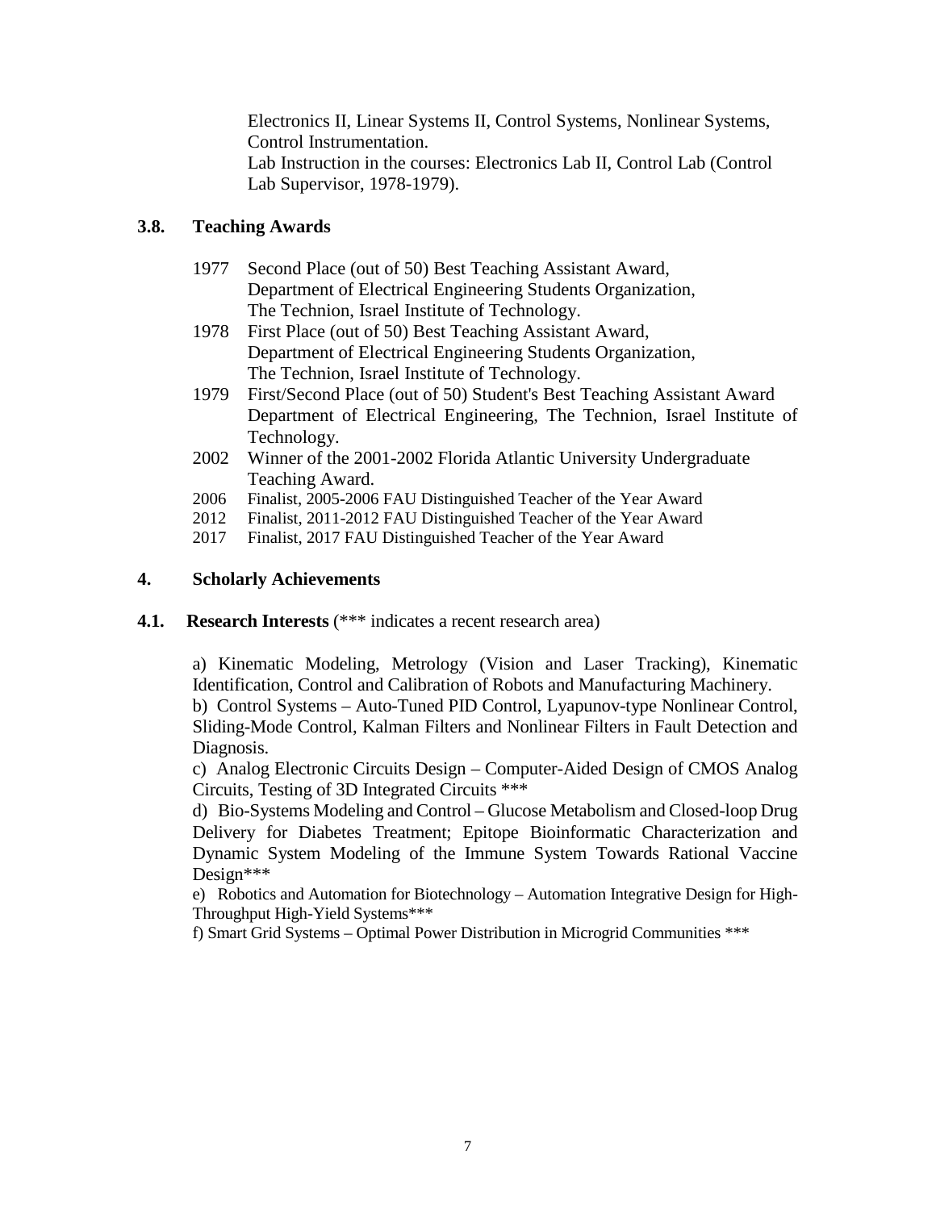Electronics II, Linear Systems II, Control Systems, Nonlinear Systems, Control Instrumentation.
Lab Instruction in the courses: Electronics Lab II, Control Lab (Control Lab Supervisor, 1978-1979).

### 3.8. Teaching Awards

- 1977 Second Place (out of 50) Best Teaching Assistant Award, Department of Electrical Engineering Students Organization, The Technion, Israel Institute of Technology.
- 1978 First Place (out of 50) Best Teaching Assistant Award, Department of Electrical Engineering Students Organization, The Technion, Israel Institute of Technology.
- 1979 First/Second Place (out of 50) Student's Best Teaching Assistant Award Department of Electrical Engineering, The Technion, Israel Institute of Technology.
- 2002 Winner of the 2001-2002 Florida Atlantic University Undergraduate Teaching Award.
- 2006 Finalist, 2005-2006 FAU Distinguished Teacher of the Year Award
- 2012 Finalist, 2011-2012 FAU Distinguished Teacher of the Year Award
- 2017 Finalist, 2017 FAU Distinguished Teacher of the Year Award

## 4. Scholarly Achievements

### 4.1. Research Interests (*** indicates a recent research area)

a) Kinematic Modeling, Metrology (Vision and Laser Tracking), Kinematic Identification, Control and Calibration of Robots and Manufacturing Machinery.
b) Control Systems – Auto-Tuned PID Control, Lyapunov-type Nonlinear Control, Sliding-Mode Control, Kalman Filters and Nonlinear Filters in Fault Detection and Diagnosis.
c) Analog Electronic Circuits Design – Computer-Aided Design of CMOS Analog Circuits, Testing of 3D Integrated Circuits ***
d) Bio-Systems Modeling and Control – Glucose Metabolism and Closed-loop Drug Delivery for Diabetes Treatment; Epitope Bioinformatic Characterization and Dynamic System Modeling of the Immune System Towards Rational Vaccine Design***
e) Robotics and Automation for Biotechnology – Automation Integrative Design for High-Throughput High-Yield Systems***
f) Smart Grid Systems – Optimal Power Distribution in Microgrid Communities ***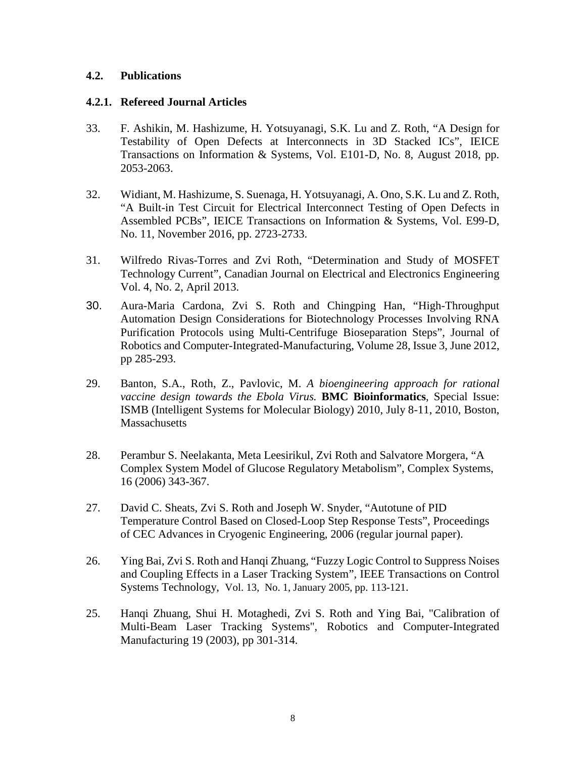### 4.2. Publications

#### 4.2.1. Refereed Journal Articles

33. F. Ashikin, M. Hashizume, H. Yotsuyanagi, S.K. Lu and Z. Roth, “A Design for Testability of Open Defects at Interconnects in 3D Stacked ICs”, IEICE Transactions on Information & Systems, Vol. E101-D, No. 8, August 2018, pp. 2053-2063.

32. Widiant, M. Hashizume, S. Suenaga, H. Yotsuyanagi, A. Ono, S.K. Lu and Z. Roth, “A Built-in Test Circuit for Electrical Interconnect Testing of Open Defects in Assembled PCBs”, IEICE Transactions on Information & Systems, Vol. E99-D, No. 11, November 2016, pp. 2723-2733.

31. Wilfredo Rivas-Torres and Zvi Roth, “Determination and Study of MOSFET Technology Current”, Canadian Journal on Electrical and Electronics Engineering Vol. 4, No. 2, April 2013.

30. Aura-Maria Cardona, Zvi S. Roth and Chingping Han, “High-Throughput Automation Design Considerations for Biotechnology Processes Involving RNA Purification Protocols using Multi-Centrifuge Bioseparation Steps”, Journal of Robotics and Computer-Integrated-Manufacturing, Volume 28, Issue 3, June 2012, pp 285-293.

29. Banton, S.A., Roth, Z., Pavlovic, M. *A bioengineering approach for rational vaccine design towards the Ebola Virus.* **BMC Bioinformatics**, Special Issue: ISMB (Intelligent Systems for Molecular Biology) 2010, July 8-11, 2010, Boston, Massachusetts

28. Perambur S. Neelakanta, Meta Leesirikul, Zvi Roth and Salvatore Morgera, “A Complex System Model of Glucose Regulatory Metabolism”, Complex Systems, 16 (2006) 343-367.

27. David C. Sheats, Zvi S. Roth and Joseph W. Snyder, “Autotune of PID Temperature Control Based on Closed-Loop Step Response Tests”, Proceedings of CEC Advances in Cryogenic Engineering, 2006 (regular journal paper).

26. Ying Bai, Zvi S. Roth and Hanqi Zhuang, “Fuzzy Logic Control to Suppress Noises and Coupling Effects in a Laser Tracking System”, IEEE Transactions on Control Systems Technology, Vol. 13, No. 1, January 2005, pp. 113-121.

25. Hanqi Zhuang, Shui H. Motaghedi, Zvi S. Roth and Ying Bai, "Calibration of Multi-Beam Laser Tracking Systems", Robotics and Computer-Integrated Manufacturing 19 (2003), pp 301-314.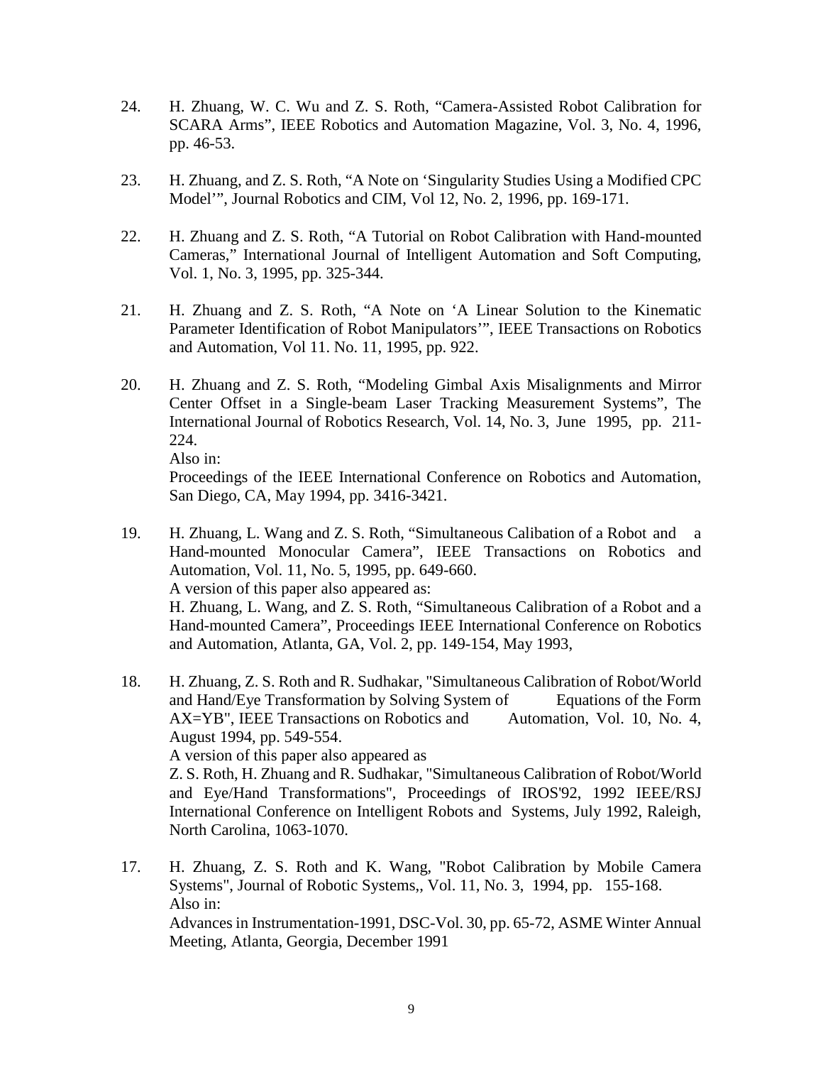24. H. Zhuang, W. C. Wu and Z. S. Roth, "Camera-Assisted Robot Calibration for SCARA Arms", IEEE Robotics and Automation Magazine, Vol. 3, No. 4, 1996, pp. 46-53.

23. H. Zhuang, and Z. S. Roth, "A Note on 'Singularity Studies Using a Modified CPC Model'", Journal Robotics and CIM, Vol 12, No. 2, 1996, pp. 169-171.

22. H. Zhuang and Z. S. Roth, "A Tutorial on Robot Calibration with Hand-mounted Cameras," International Journal of Intelligent Automation and Soft Computing, Vol. 1, No. 3, 1995, pp. 325-344.

21. H. Zhuang and Z. S. Roth, "A Note on 'A Linear Solution to the Kinematic Parameter Identification of Robot Manipulators'", IEEE Transactions on Robotics and Automation, Vol 11. No. 11, 1995, pp. 922.

20. H. Zhuang and Z. S. Roth, "Modeling Gimbal Axis Misalignments and Mirror Center Offset in a Single-beam Laser Tracking Measurement Systems", The International Journal of Robotics Research, Vol. 14, No. 3, June 1995, pp. 211-224.
    Also in:
    Proceedings of the IEEE International Conference on Robotics and Automation, San Diego, CA, May 1994, pp. 3416-3421.

19. H. Zhuang, L. Wang and Z. S. Roth, "Simultaneous Calibation of a Robot and a Hand-mounted Monocular Camera", IEEE Transactions on Robotics and Automation, Vol. 11, No. 5, 1995, pp. 649-660.
    A version of this paper also appeared as:
    H. Zhuang, L. Wang, and Z. S. Roth, "Simultaneous Calibration of a Robot and a Hand-mounted Camera", Proceedings IEEE International Conference on Robotics and Automation, Atlanta, GA, Vol. 2, pp. 149-154, May 1993,

18. H. Zhuang, Z. S. Roth and R. Sudhakar, "Simultaneous Calibration of Robot/World and Hand/Eye Transformation by Solving System of Equations of the Form AX=YB", IEEE Transactions on Robotics and Automation, Vol. 10, No. 4, August 1994, pp. 549-554.
    A version of this paper also appeared as
    Z. S. Roth, H. Zhuang and R. Sudhakar, "Simultaneous Calibration of Robot/World and Eye/Hand Transformations", Proceedings of IROS'92, 1992 IEEE/RSJ International Conference on Intelligent Robots and Systems, July 1992, Raleigh, North Carolina, 1063-1070.

17. H. Zhuang, Z. S. Roth and K. Wang, "Robot Calibration by Mobile Camera Systems", Journal of Robotic Systems,, Vol. 11, No. 3, 1994, pp. 155-168.
    Also in:
    Advances in Instrumentation-1991, DSC-Vol. 30, pp. 65-72, ASME Winter Annual Meeting, Atlanta, Georgia, December 1991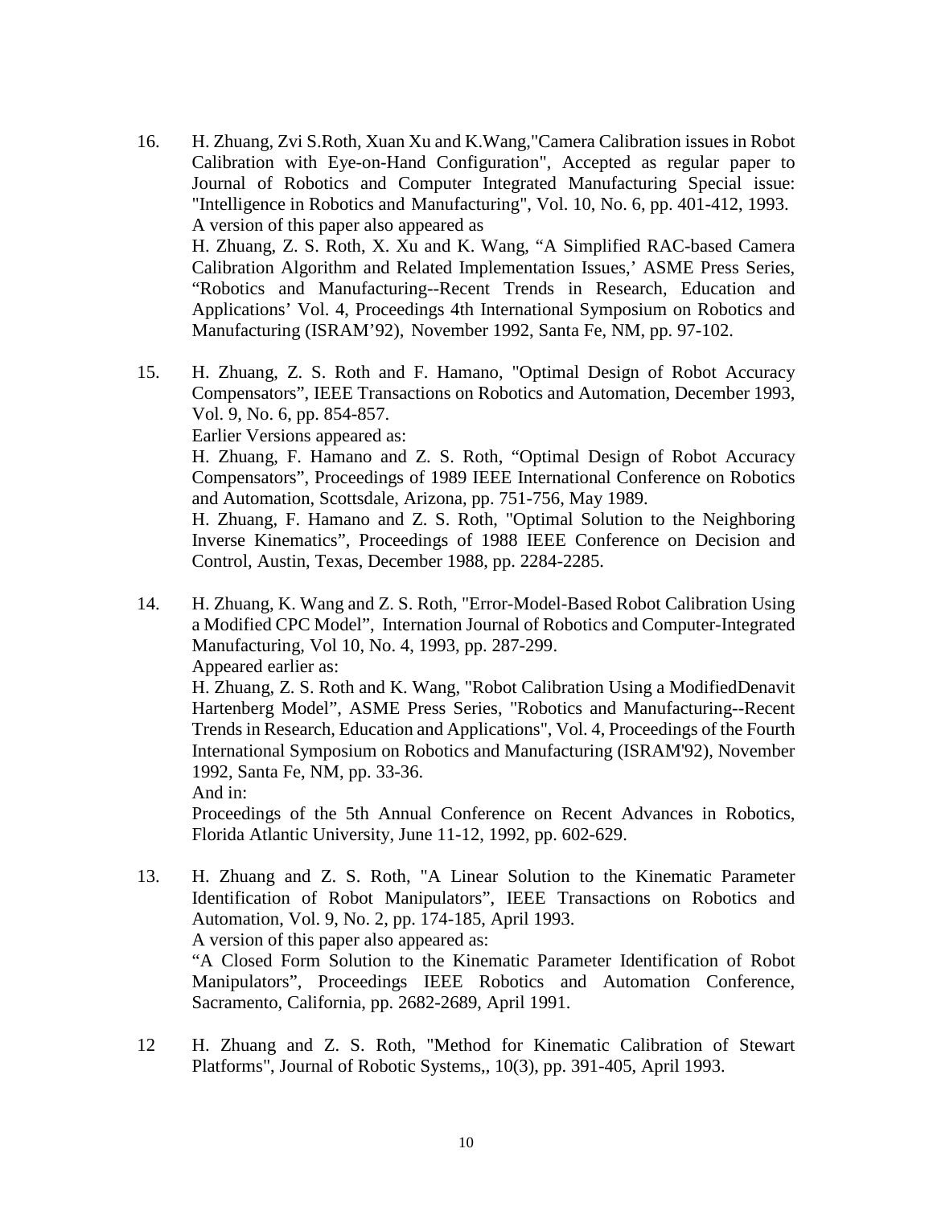16. H. Zhuang, Zvi S.Roth, Xuan Xu and K.Wang,"Camera Calibration issues in Robot Calibration with Eye-on-Hand Configuration", Accepted as regular paper to Journal of Robotics and Computer Integrated Manufacturing Special issue: "Intelligence in Robotics and Manufacturing", Vol. 10, No. 6, pp. 401-412, 1993.
    A version of this paper also appeared as
    H. Zhuang, Z. S. Roth, X. Xu and K. Wang, "A Simplified RAC-based Camera Calibration Algorithm and Related Implementation Issues,' ASME Press Series, "Robotics and Manufacturing--Recent Trends in Research, Education and Applications' Vol. 4, Proceedings 4th International Symposium on Robotics and Manufacturing (ISRAM'92), November 1992, Santa Fe, NM, pp. 97-102.

15. H. Zhuang, Z. S. Roth and F. Hamano, "Optimal Design of Robot Accuracy Compensators", IEEE Transactions on Robotics and Automation, December 1993, Vol. 9, No. 6, pp. 854-857.
    Earlier Versions appeared as:
    H. Zhuang, F. Hamano and Z. S. Roth, "Optimal Design of Robot Accuracy Compensators", Proceedings of 1989 IEEE International Conference on Robotics and Automation, Scottsdale, Arizona, pp. 751-756, May 1989.
    H. Zhuang, F. Hamano and Z. S. Roth, "Optimal Solution to the Neighboring Inverse Kinematics", Proceedings of 1988 IEEE Conference on Decision and Control, Austin, Texas, December 1988, pp. 2284-2285.

14. H. Zhuang, K. Wang and Z. S. Roth, "Error-Model-Based Robot Calibration Using a Modified CPC Model", Internation Journal of Robotics and Computer-Integrated Manufacturing, Vol 10, No. 4, 1993, pp. 287-299.
    Appeared earlier as:
    H. Zhuang, Z. S. Roth and K. Wang, "Robot Calibration Using a ModifiedDenavit Hartenberg Model", ASME Press Series, "Robotics and Manufacturing--Recent Trends in Research, Education and Applications", Vol. 4, Proceedings of the Fourth International Symposium on Robotics and Manufacturing (ISRAM'92), November 1992, Santa Fe, NM, pp. 33-36.
    And in:
    Proceedings of the 5th Annual Conference on Recent Advances in Robotics, Florida Atlantic University, June 11-12, 1992, pp. 602-629.

13. H. Zhuang and Z. S. Roth, "A Linear Solution to the Kinematic Parameter Identification of Robot Manipulators", IEEE Transactions on Robotics and Automation, Vol. 9, No. 2, pp. 174-185, April 1993.
    A version of this paper also appeared as:
    "A Closed Form Solution to the Kinematic Parameter Identification of Robot Manipulators", Proceedings IEEE Robotics and Automation Conference, Sacramento, California, pp. 2682-2689, April 1991.

12 H. Zhuang and Z. S. Roth, "Method for Kinematic Calibration of Stewart Platforms", Journal of Robotic Systems,, 10(3), pp. 391-405, April 1993.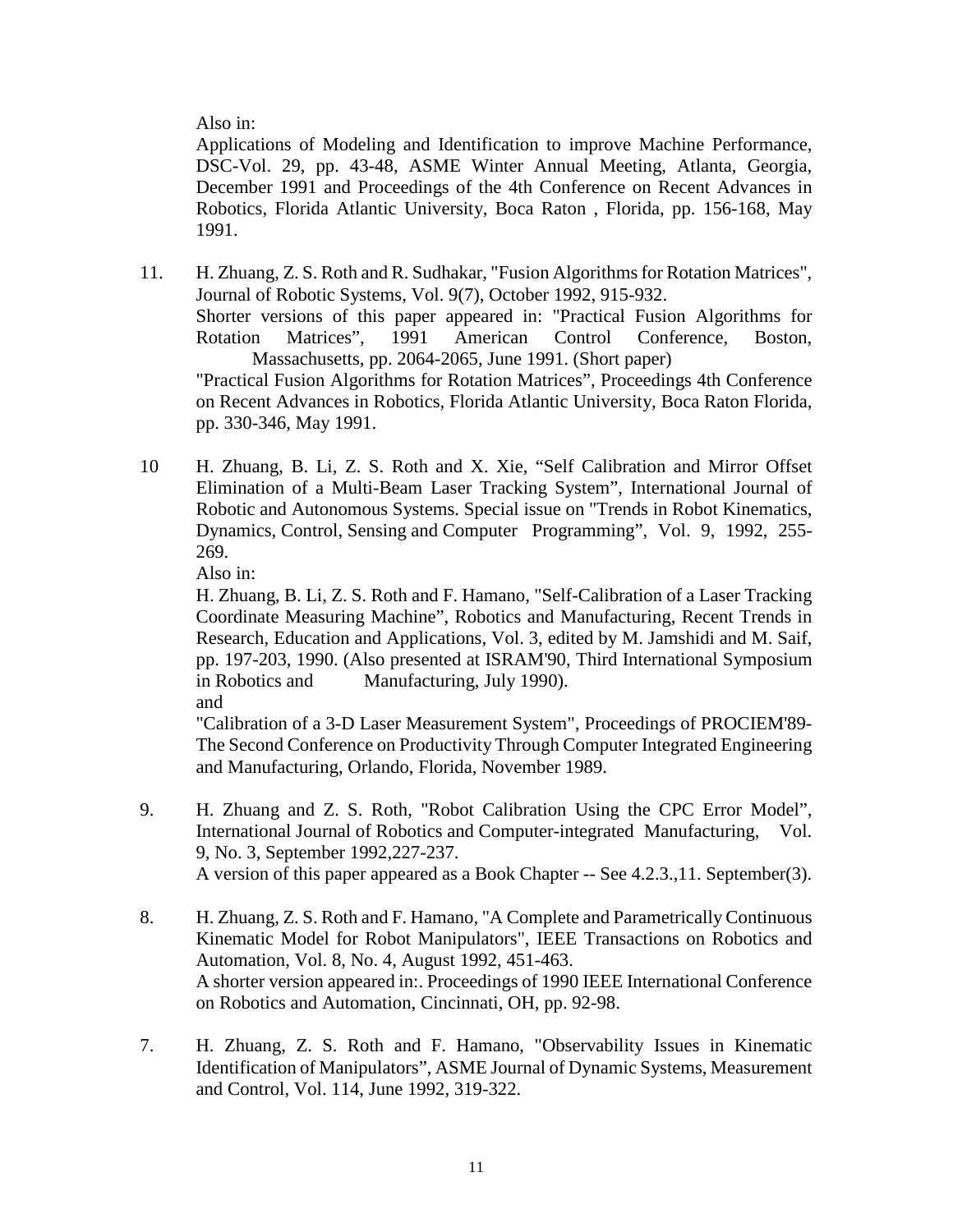Also in:
Applications of Modeling and Identification to improve Machine Performance, DSC-Vol. 29, pp. 43-48, ASME Winter Annual Meeting, Atlanta, Georgia, December 1991 and Proceedings of the 4th Conference on Recent Advances in Robotics, Florida Atlantic University, Boca Raton , Florida, pp. 156-168, May 1991.

11. H. Zhuang, Z. S. Roth and R. Sudhakar, "Fusion Algorithms for Rotation Matrices", Journal of Robotic Systems, Vol. 9(7), October 1992, 915-932.
    Shorter versions of this paper appeared in: "Practical Fusion Algorithms for Rotation Matrices", 1991 American Control Conference, Boston, Massachusetts, pp. 2064-2065, June 1991. (Short paper)
    "Practical Fusion Algorithms for Rotation Matrices", Proceedings 4th Conference on Recent Advances in Robotics, Florida Atlantic University, Boca Raton Florida, pp. 330-346, May 1991.

10 H. Zhuang, B. Li, Z. S. Roth and X. Xie, "Self Calibration and Mirror Offset Elimination of a Multi-Beam Laser Tracking System", International Journal of Robotic and Autonomous Systems. Special issue on "Trends in Robot Kinematics, Dynamics, Control, Sensing and Computer Programming", Vol. 9, 1992, 255-269.
    Also in:
    H. Zhuang, B. Li, Z. S. Roth and F. Hamano, "Self-Calibration of a Laser Tracking Coordinate Measuring Machine", Robotics and Manufacturing, Recent Trends in Research, Education and Applications, Vol. 3, edited by M. Jamshidi and M. Saif, pp. 197-203, 1990. (Also presented at ISRAM'90, Third International Symposium in Robotics and Manufacturing, July 1990).
    and
    "Calibration of a 3-D Laser Measurement System", Proceedings of PROCIEM'89- The Second Conference on Productivity Through Computer Integrated Engineering and Manufacturing, Orlando, Florida, November 1989.

9. H. Zhuang and Z. S. Roth, "Robot Calibration Using the CPC Error Model", International Journal of Robotics and Computer-integrated Manufacturing, Vol. 9, No. 3, September 1992,227-237.
    A version of this paper appeared as a Book Chapter -- See 4.2.3.,11. September(3).

8. H. Zhuang, Z. S. Roth and F. Hamano, "A Complete and Parametrically Continuous Kinematic Model for Robot Manipulators", IEEE Transactions on Robotics and Automation, Vol. 8, No. 4, August 1992, 451-463.
    A shorter version appeared in:. Proceedings of 1990 IEEE International Conference on Robotics and Automation, Cincinnati, OH, pp. 92-98.

7. H. Zhuang, Z. S. Roth and F. Hamano, "Observability Issues in Kinematic Identification of Manipulators", ASME Journal of Dynamic Systems, Measurement and Control, Vol. 114, June 1992, 319-322.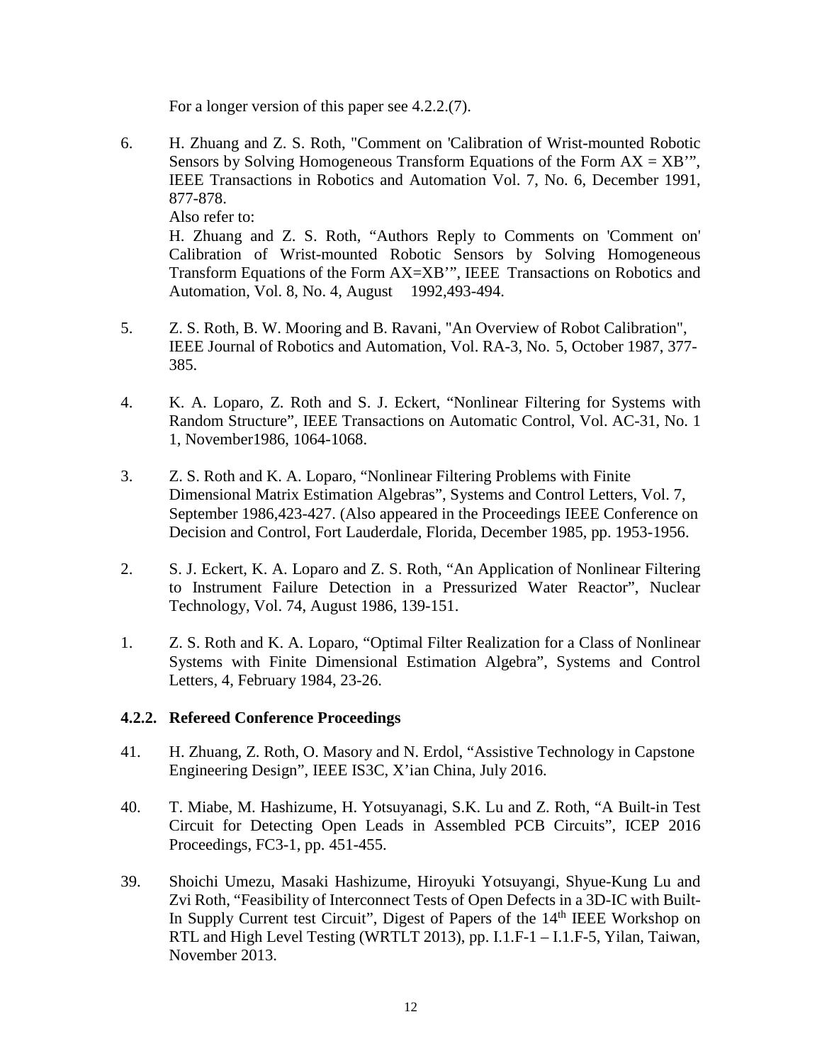For a longer version of this paper see 4.2.2.(7).

6. H. Zhuang and Z. S. Roth, "Comment on 'Calibration of Wrist-mounted Robotic Sensors by Solving Homogeneous Transform Equations of the Form AX = XB'", IEEE Transactions in Robotics and Automation Vol. 7, No. 6, December 1991, 877-878.
   Also refer to:
   H. Zhuang and Z. S. Roth, "Authors Reply to Comments on 'Comment on' Calibration of Wrist-mounted Robotic Sensors by Solving Homogeneous Transform Equations of the Form AX=XB'", IEEE Transactions on Robotics and Automation, Vol. 8, No. 4, August 1992,493-494.

5. Z. S. Roth, B. W. Mooring and B. Ravani, "An Overview of Robot Calibration", IEEE Journal of Robotics and Automation, Vol. RA-3, No. 5, October 1987, 377-385.

4. K. A. Loparo, Z. Roth and S. J. Eckert, "Nonlinear Filtering for Systems with Random Structure", IEEE Transactions on Automatic Control, Vol. AC-31, No. 1 1, November1986, 1064-1068.

3. Z. S. Roth and K. A. Loparo, "Nonlinear Filtering Problems with Finite Dimensional Matrix Estimation Algebras", Systems and Control Letters, Vol. 7, September 1986,423-427. (Also appeared in the Proceedings IEEE Conference on Decision and Control, Fort Lauderdale, Florida, December 1985, pp. 1953-1956.

2. S. J. Eckert, K. A. Loparo and Z. S. Roth, "An Application of Nonlinear Filtering to Instrument Failure Detection in a Pressurized Water Reactor", Nuclear Technology, Vol. 74, August 1986, 139-151.

1. Z. S. Roth and K. A. Loparo, "Optimal Filter Realization for a Class of Nonlinear Systems with Finite Dimensional Estimation Algebra", Systems and Control Letters, 4, February 1984, 23-26.

#### 4.2.2. Refereed Conference Proceedings

41. H. Zhuang, Z. Roth, O. Masory and N. Erdol, "Assistive Technology in Capstone Engineering Design", IEEE IS3C, X'ian China, July 2016.

40. T. Miabe, M. Hashizume, H. Yotsuyanagi, S.K. Lu and Z. Roth, "A Built-in Test Circuit for Detecting Open Leads in Assembled PCB Circuits", ICEP 2016 Proceedings, FC3-1, pp. 451-455.

39. Shoichi Umezu, Masaki Hashizume, Hiroyuki Yotsuyangi, Shyue-Kung Lu and Zvi Roth, "Feasibility of Interconnect Tests of Open Defects in a 3D-IC with Built-In Supply Current test Circuit", Digest of Papers of the 14th IEEE Workshop on RTL and High Level Testing (WRTLT 2013), pp. I.1.F-1 – I.1.F-5, Yilan, Taiwan, November 2013.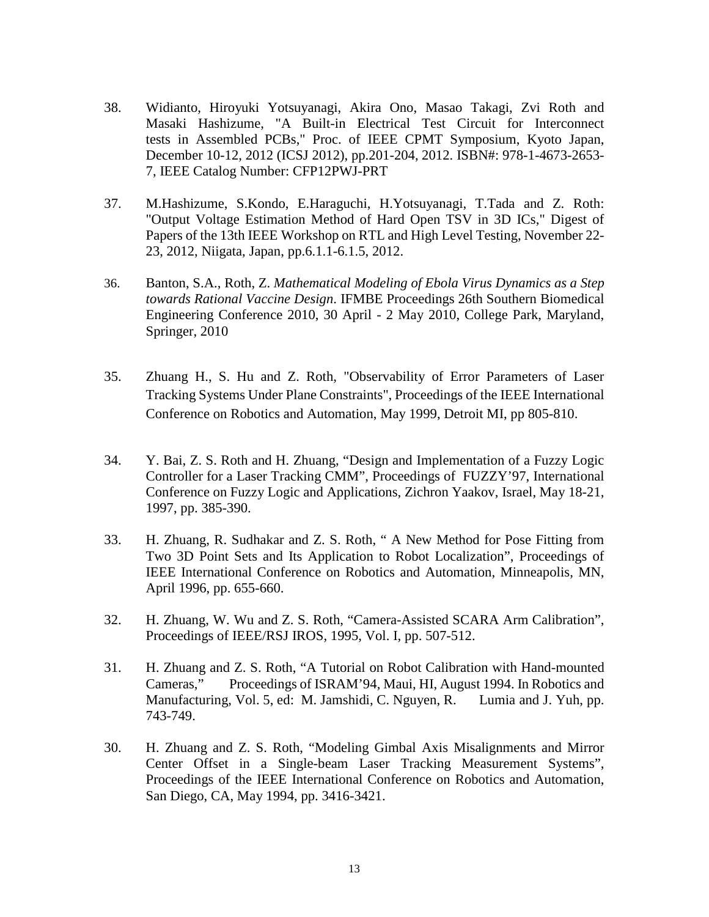38. Widianto, Hiroyuki Yotsuyanagi, Akira Ono, Masao Takagi, Zvi Roth and Masaki Hashizume, "A Built-in Electrical Test Circuit for Interconnect tests in Assembled PCBs," Proc. of IEEE CPMT Symposium, Kyoto Japan, December 10-12, 2012 (ICSJ 2012), pp.201-204, 2012. ISBN#: 978-1-4673-2653-7, IEEE Catalog Number: CFP12PWJ-PRT

37. M.Hashizume, S.Kondo, E.Haraguchi, H.Yotsuyanagi, T.Tada and Z. Roth: "Output Voltage Estimation Method of Hard Open TSV in 3D ICs," Digest of Papers of the 13th IEEE Workshop on RTL and High Level Testing, November 22-23, 2012, Niigata, Japan, pp.6.1.1-6.1.5, 2012.

36. Banton, S.A., Roth, Z. *Mathematical Modeling of Ebola Virus Dynamics as a Step towards Rational Vaccine Design*. IFMBE Proceedings 26th Southern Biomedical Engineering Conference 2010, 30 April - 2 May 2010, College Park, Maryland, Springer, 2010

35. Zhuang H., S. Hu and Z. Roth, "Observability of Error Parameters of Laser Tracking Systems Under Plane Constraints", Proceedings of the IEEE International Conference on Robotics and Automation, May 1999, Detroit MI, pp 805-810.

34. Y. Bai, Z. S. Roth and H. Zhuang, "Design and Implementation of a Fuzzy Logic Controller for a Laser Tracking CMM", Proceedings of FUZZY'97, International Conference on Fuzzy Logic and Applications, Zichron Yaakov, Israel, May 18-21, 1997, pp. 385-390.

33. H. Zhuang, R. Sudhakar and Z. S. Roth, " A New Method for Pose Fitting from Two 3D Point Sets and Its Application to Robot Localization", Proceedings of IEEE International Conference on Robotics and Automation, Minneapolis, MN, April 1996, pp. 655-660.

32. H. Zhuang, W. Wu and Z. S. Roth, "Camera-Assisted SCARA Arm Calibration", Proceedings of IEEE/RSJ IROS, 1995, Vol. I, pp. 507-512.

31. H. Zhuang and Z. S. Roth, "A Tutorial on Robot Calibration with Hand-mounted Cameras," Proceedings of ISRAM'94, Maui, HI, August 1994. In Robotics and Manufacturing, Vol. 5, ed: M. Jamshidi, C. Nguyen, R. Lumia and J. Yuh, pp. 743-749.

30. H. Zhuang and Z. S. Roth, "Modeling Gimbal Axis Misalignments and Mirror Center Offset in a Single-beam Laser Tracking Measurement Systems", Proceedings of the IEEE International Conference on Robotics and Automation, San Diego, CA, May 1994, pp. 3416-3421.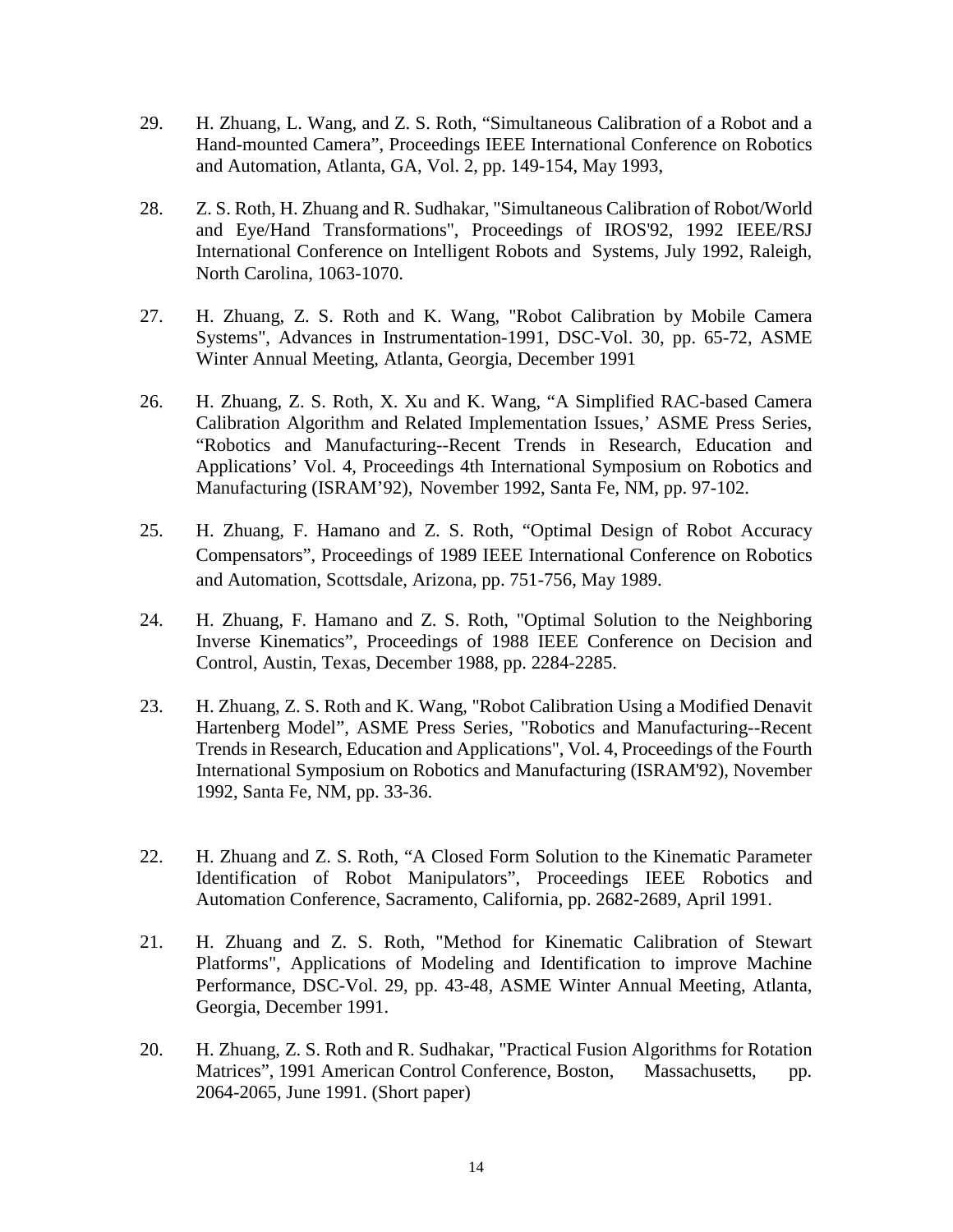29. H. Zhuang, L. Wang, and Z. S. Roth, “Simultaneous Calibration of a Robot and a Hand-mounted Camera”, Proceedings IEEE International Conference on Robotics and Automation, Atlanta, GA, Vol. 2, pp. 149-154, May 1993,

28. Z. S. Roth, H. Zhuang and R. Sudhakar, "Simultaneous Calibration of Robot/World and Eye/Hand Transformations", Proceedings of IROS'92, 1992 IEEE/RSJ International Conference on Intelligent Robots and Systems, July 1992, Raleigh, North Carolina, 1063-1070.

27. H. Zhuang, Z. S. Roth and K. Wang, "Robot Calibration by Mobile Camera Systems", Advances in Instrumentation-1991, DSC-Vol. 30, pp. 65-72, ASME Winter Annual Meeting, Atlanta, Georgia, December 1991

26. H. Zhuang, Z. S. Roth, X. Xu and K. Wang, “A Simplified RAC-based Camera Calibration Algorithm and Related Implementation Issues,’ ASME Press Series, “Robotics and Manufacturing--Recent Trends in Research, Education and Applications’ Vol. 4, Proceedings 4th International Symposium on Robotics and Manufacturing (ISRAM’92), November 1992, Santa Fe, NM, pp. 97-102.

25. H. Zhuang, F. Hamano and Z. S. Roth, “Optimal Design of Robot Accuracy Compensators”, Proceedings of 1989 IEEE International Conference on Robotics and Automation, Scottsdale, Arizona, pp. 751-756, May 1989.

24. H. Zhuang, F. Hamano and Z. S. Roth, "Optimal Solution to the Neighboring Inverse Kinematics”, Proceedings of 1988 IEEE Conference on Decision and Control, Austin, Texas, December 1988, pp. 2284-2285.

23. H. Zhuang, Z. S. Roth and K. Wang, "Robot Calibration Using a Modified Denavit Hartenberg Model”, ASME Press Series, "Robotics and Manufacturing--Recent Trends in Research, Education and Applications", Vol. 4, Proceedings of the Fourth International Symposium on Robotics and Manufacturing (ISRAM'92), November 1992, Santa Fe, NM, pp. 33-36.

22. H. Zhuang and Z. S. Roth, “A Closed Form Solution to the Kinematic Parameter Identification of Robot Manipulators”, Proceedings IEEE Robotics and Automation Conference, Sacramento, California, pp. 2682-2689, April 1991.

21. H. Zhuang and Z. S. Roth, "Method for Kinematic Calibration of Stewart Platforms", Applications of Modeling and Identification to improve Machine Performance, DSC-Vol. 29, pp. 43-48, ASME Winter Annual Meeting, Atlanta, Georgia, December 1991.

20. H. Zhuang, Z. S. Roth and R. Sudhakar, "Practical Fusion Algorithms for Rotation Matrices”, 1991 American Control Conference, Boston, Massachusetts, pp. 2064-2065, June 1991. (Short paper)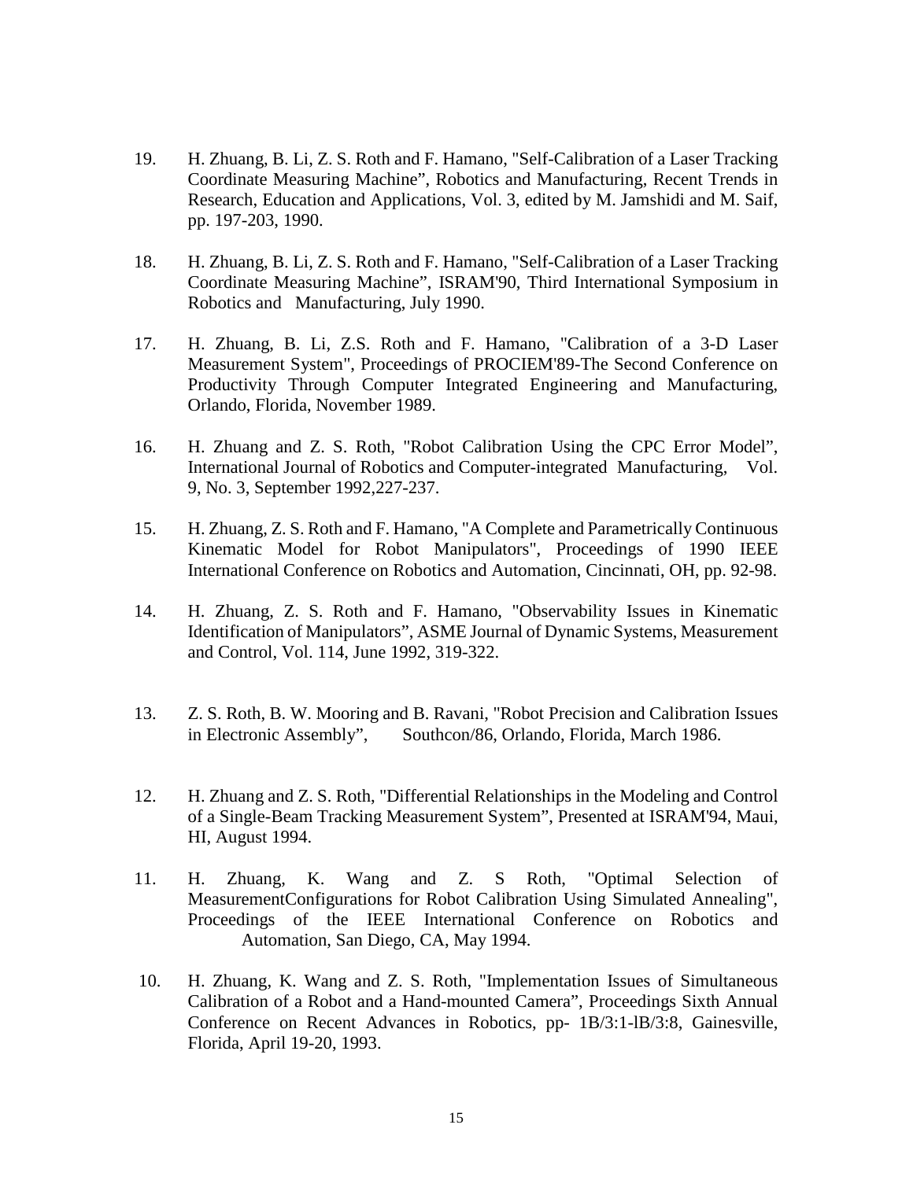19. H. Zhuang, B. Li, Z. S. Roth and F. Hamano, "Self-Calibration of a Laser Tracking Coordinate Measuring Machine", Robotics and Manufacturing, Recent Trends in Research, Education and Applications, Vol. 3, edited by M. Jamshidi and M. Saif, pp. 197-203, 1990.

18. H. Zhuang, B. Li, Z. S. Roth and F. Hamano, "Self-Calibration of a Laser Tracking Coordinate Measuring Machine", ISRAM'90, Third International Symposium in Robotics and Manufacturing, July 1990.

17. H. Zhuang, B. Li, Z.S. Roth and F. Hamano, "Calibration of a 3-D Laser Measurement System", Proceedings of PROCIEM'89-The Second Conference on Productivity Through Computer Integrated Engineering and Manufacturing, Orlando, Florida, November 1989.

16. H. Zhuang and Z. S. Roth, "Robot Calibration Using the CPC Error Model", International Journal of Robotics and Computer-integrated Manufacturing, Vol. 9, No. 3, September 1992,227-237.

15. H. Zhuang, Z. S. Roth and F. Hamano, "A Complete and Parametrically Continuous Kinematic Model for Robot Manipulators", Proceedings of 1990 IEEE International Conference on Robotics and Automation, Cincinnati, OH, pp. 92-98.

14. H. Zhuang, Z. S. Roth and F. Hamano, "Observability Issues in Kinematic Identification of Manipulators", ASME Journal of Dynamic Systems, Measurement and Control, Vol. 114, June 1992, 319-322.

13. Z. S. Roth, B. W. Mooring and B. Ravani, "Robot Precision and Calibration Issues in Electronic Assembly", Southcon/86, Orlando, Florida, March 1986.

12. H. Zhuang and Z. S. Roth, "Differential Relationships in the Modeling and Control of a Single-Beam Tracking Measurement System", Presented at ISRAM'94, Maui, HI, August 1994.

11. H. Zhuang, K. Wang and Z. S Roth, "Optimal Selection of MeasurementConfigurations for Robot Calibration Using Simulated Annealing", Proceedings of the IEEE International Conference on Robotics and Automation, San Diego, CA, May 1994.

10. H. Zhuang, K. Wang and Z. S. Roth, "Implementation Issues of Simultaneous Calibration of a Robot and a Hand-mounted Camera", Proceedings Sixth Annual Conference on Recent Advances in Robotics, pp- 1B/3:1-lB/3:8, Gainesville, Florida, April 19-20, 1993.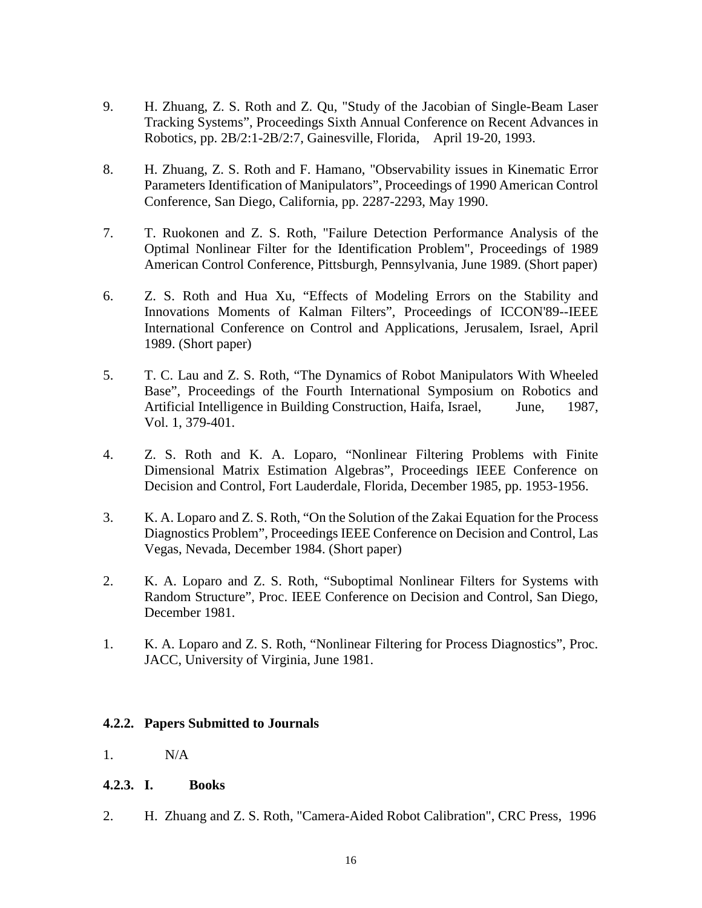9. H. Zhuang, Z. S. Roth and Z. Qu, "Study of the Jacobian of Single-Beam Laser Tracking Systems", Proceedings Sixth Annual Conference on Recent Advances in Robotics, pp. 2B/2:1-2B/2:7, Gainesville, Florida, April 19-20, 1993.

8. H. Zhuang, Z. S. Roth and F. Hamano, "Observability issues in Kinematic Error Parameters Identification of Manipulators", Proceedings of 1990 American Control Conference, San Diego, California, pp. 2287-2293, May 1990.

7. T. Ruokonen and Z. S. Roth, "Failure Detection Performance Analysis of the Optimal Nonlinear Filter for the Identification Problem", Proceedings of 1989 American Control Conference, Pittsburgh, Pennsylvania, June 1989. (Short paper)

6. Z. S. Roth and Hua Xu, "Effects of Modeling Errors on the Stability and Innovations Moments of Kalman Filters", Proceedings of ICCON'89--IEEE International Conference on Control and Applications, Jerusalem, Israel, April 1989. (Short paper)

5. T. C. Lau and Z. S. Roth, "The Dynamics of Robot Manipulators With Wheeled Base", Proceedings of the Fourth International Symposium on Robotics and Artificial Intelligence in Building Construction, Haifa, Israel, June, 1987, Vol. 1, 379-401.

4. Z. S. Roth and K. A. Loparo, "Nonlinear Filtering Problems with Finite Dimensional Matrix Estimation Algebras", Proceedings IEEE Conference on Decision and Control, Fort Lauderdale, Florida, December 1985, pp. 1953-1956.

3. K. A. Loparo and Z. S. Roth, "On the Solution of the Zakai Equation for the Process Diagnostics Problem", Proceedings IEEE Conference on Decision and Control, Las Vegas, Nevada, December 1984. (Short paper)

2. K. A. Loparo and Z. S. Roth, "Suboptimal Nonlinear Filters for Systems with Random Structure", Proc. IEEE Conference on Decision and Control, San Diego, December 1981.

1. K. A. Loparo and Z. S. Roth, "Nonlinear Filtering for Process Diagnostics", Proc. JACC, University of Virginia, June 1981.

#### 4.2.2. Papers Submitted to Journals

1. N/A

#### 4.2.3. I. Books

2. H. Zhuang and Z. S. Roth, "Camera-Aided Robot Calibration", CRC Press, 1996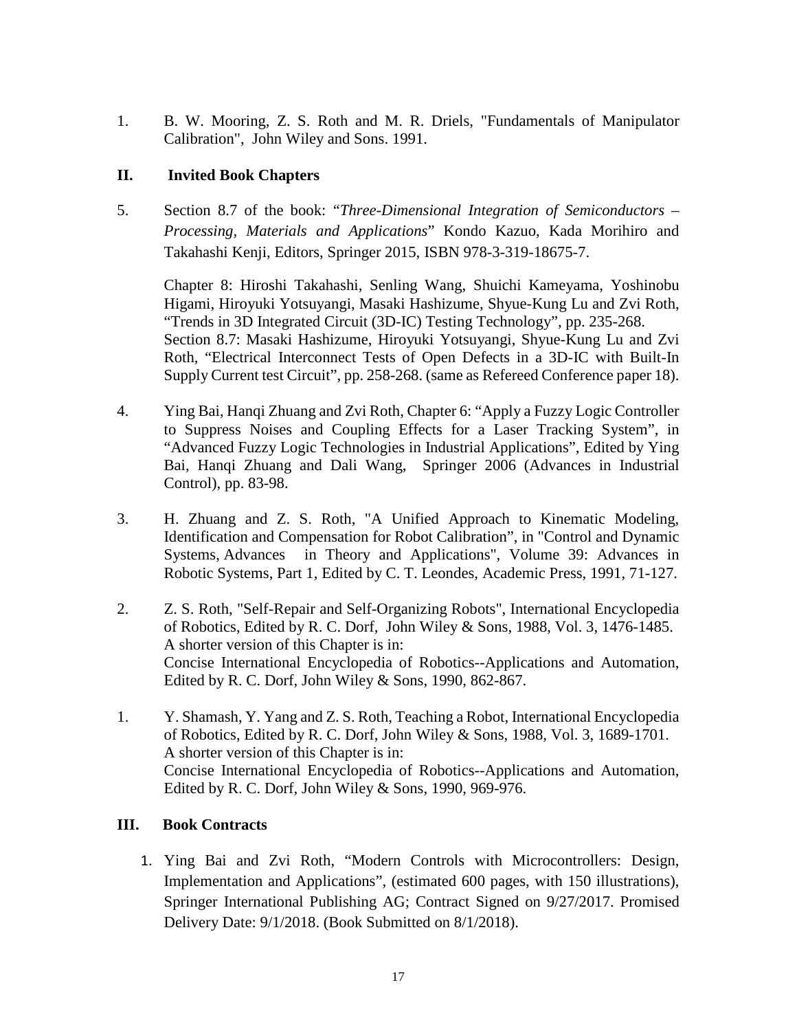1. B. W. Mooring, Z. S. Roth and M. R. Driels, "Fundamentals of Manipulator Calibration", John Wiley and Sons. 1991.

## II. Invited Book Chapters

5. Section 8.7 of the book: "*Three-Dimensional Integration of Semiconductors – Processing, Materials and Applications*" Kondo Kazuo, Kada Morihiro and Takahashi Kenji, Editors, Springer 2015, ISBN 978-3-319-18675-7.

   Chapter 8: Hiroshi Takahashi, Senling Wang, Shuichi Kameyama, Yoshinobu Higami, Hiroyuki Yotsuyangi, Masaki Hashizume, Shyue-Kung Lu and Zvi Roth, "Trends in 3D Integrated Circuit (3D-IC) Testing Technology", pp. 235-268.
   Section 8.7: Masaki Hashizume, Hiroyuki Yotsuyangi, Shyue-Kung Lu and Zvi Roth, "Electrical Interconnect Tests of Open Defects in a 3D-IC with Built-In Supply Current test Circuit", pp. 258-268. (same as Refereed Conference paper 18).

4. Ying Bai, Hanqi Zhuang and Zvi Roth, Chapter 6: "Apply a Fuzzy Logic Controller to Suppress Noises and Coupling Effects for a Laser Tracking System", in "Advanced Fuzzy Logic Technologies in Industrial Applications", Edited by Ying Bai, Hanqi Zhuang and Dali Wang, Springer 2006 (Advances in Industrial Control), pp. 83-98.

3. H. Zhuang and Z. S. Roth, "A Unified Approach to Kinematic Modeling, Identification and Compensation for Robot Calibration", in "Control and Dynamic Systems, Advances in Theory and Applications", Volume 39: Advances in Robotic Systems, Part 1, Edited by C. T. Leondes, Academic Press, 1991, 71-127.

2. Z. S. Roth, "Self-Repair and Self-Organizing Robots", International Encyclopedia of Robotics, Edited by R. C. Dorf, John Wiley & Sons, 1988, Vol. 3, 1476-1485.
   A shorter version of this Chapter is in:
   Concise International Encyclopedia of Robotics--Applications and Automation, Edited by R. C. Dorf, John Wiley & Sons, 1990, 862-867.

1. Y. Shamash, Y. Yang and Z. S. Roth, Teaching a Robot, International Encyclopedia of Robotics, Edited by R. C. Dorf, John Wiley & Sons, 1988, Vol. 3, 1689-1701.
   A shorter version of this Chapter is in:
   Concise International Encyclopedia of Robotics--Applications and Automation, Edited by R. C. Dorf, John Wiley & Sons, 1990, 969-976.

## III. Book Contracts

1. Ying Bai and Zvi Roth, "Modern Controls with Microcontrollers: Design, Implementation and Applications", (estimated 600 pages, with 150 illustrations), Springer International Publishing AG; Contract Signed on 9/27/2017. Promised Delivery Date: 9/1/2018. (Book Submitted on 8/1/2018).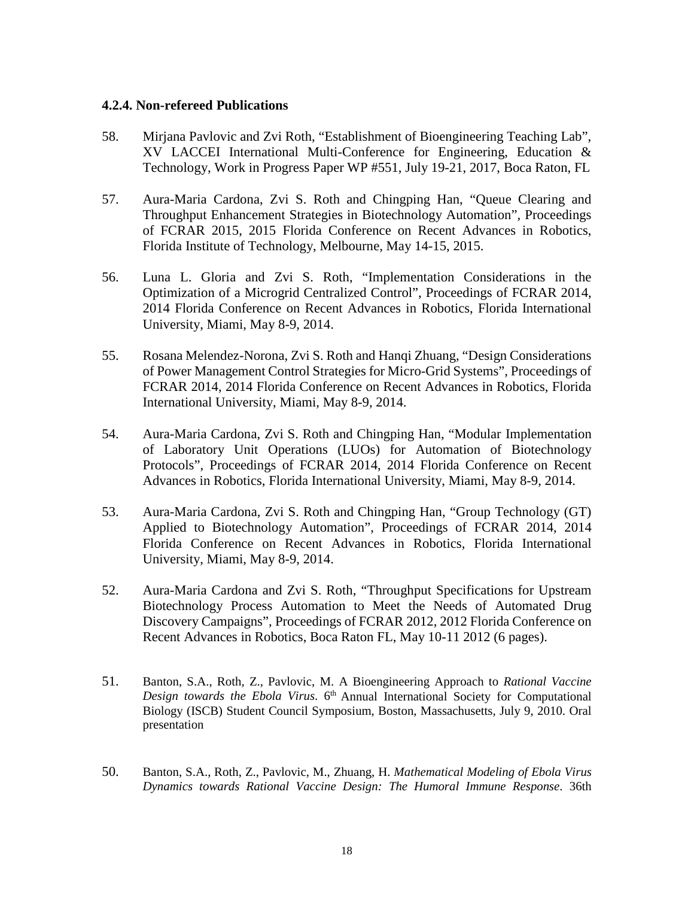### 4.2.4. Non-refereed Publications

58. Mirjana Pavlovic and Zvi Roth, "Establishment of Bioengineering Teaching Lab", XV LACCEI International Multi-Conference for Engineering, Education & Technology, Work in Progress Paper WP #551, July 19-21, 2017, Boca Raton, FL

57. Aura-Maria Cardona, Zvi S. Roth and Chingping Han, "Queue Clearing and Throughput Enhancement Strategies in Biotechnology Automation", Proceedings of FCRAR 2015, 2015 Florida Conference on Recent Advances in Robotics, Florida Institute of Technology, Melbourne, May 14-15, 2015.

56. Luna L. Gloria and Zvi S. Roth, "Implementation Considerations in the Optimization of a Microgrid Centralized Control", Proceedings of FCRAR 2014, 2014 Florida Conference on Recent Advances in Robotics, Florida International University, Miami, May 8-9, 2014.

55. Rosana Melendez-Norona, Zvi S. Roth and Hanqi Zhuang, "Design Considerations of Power Management Control Strategies for Micro-Grid Systems", Proceedings of FCRAR 2014, 2014 Florida Conference on Recent Advances in Robotics, Florida International University, Miami, May 8-9, 2014.

54. Aura-Maria Cardona, Zvi S. Roth and Chingping Han, "Modular Implementation of Laboratory Unit Operations (LUOs) for Automation of Biotechnology Protocols", Proceedings of FCRAR 2014, 2014 Florida Conference on Recent Advances in Robotics, Florida International University, Miami, May 8-9, 2014.

53. Aura-Maria Cardona, Zvi S. Roth and Chingping Han, "Group Technology (GT) Applied to Biotechnology Automation", Proceedings of FCRAR 2014, 2014 Florida Conference on Recent Advances in Robotics, Florida International University, Miami, May 8-9, 2014.

52. Aura-Maria Cardona and Zvi S. Roth, "Throughput Specifications for Upstream Biotechnology Process Automation to Meet the Needs of Automated Drug Discovery Campaigns", Proceedings of FCRAR 2012, 2012 Florida Conference on Recent Advances in Robotics, Boca Raton FL, May 10-11 2012 (6 pages).

51. Banton, S.A., Roth, Z., Pavlovic, M. A Bioengineering Approach to *Rational Vaccine Design towards the Ebola Virus*. 6th Annual International Society for Computational Biology (ISCB) Student Council Symposium, Boston, Massachusetts, July 9, 2010. Oral presentation

50. Banton, S.A., Roth, Z., Pavlovic, M., Zhuang, H. *Mathematical Modeling of Ebola Virus Dynamics towards Rational Vaccine Design: The Humoral Immune Response*. 36th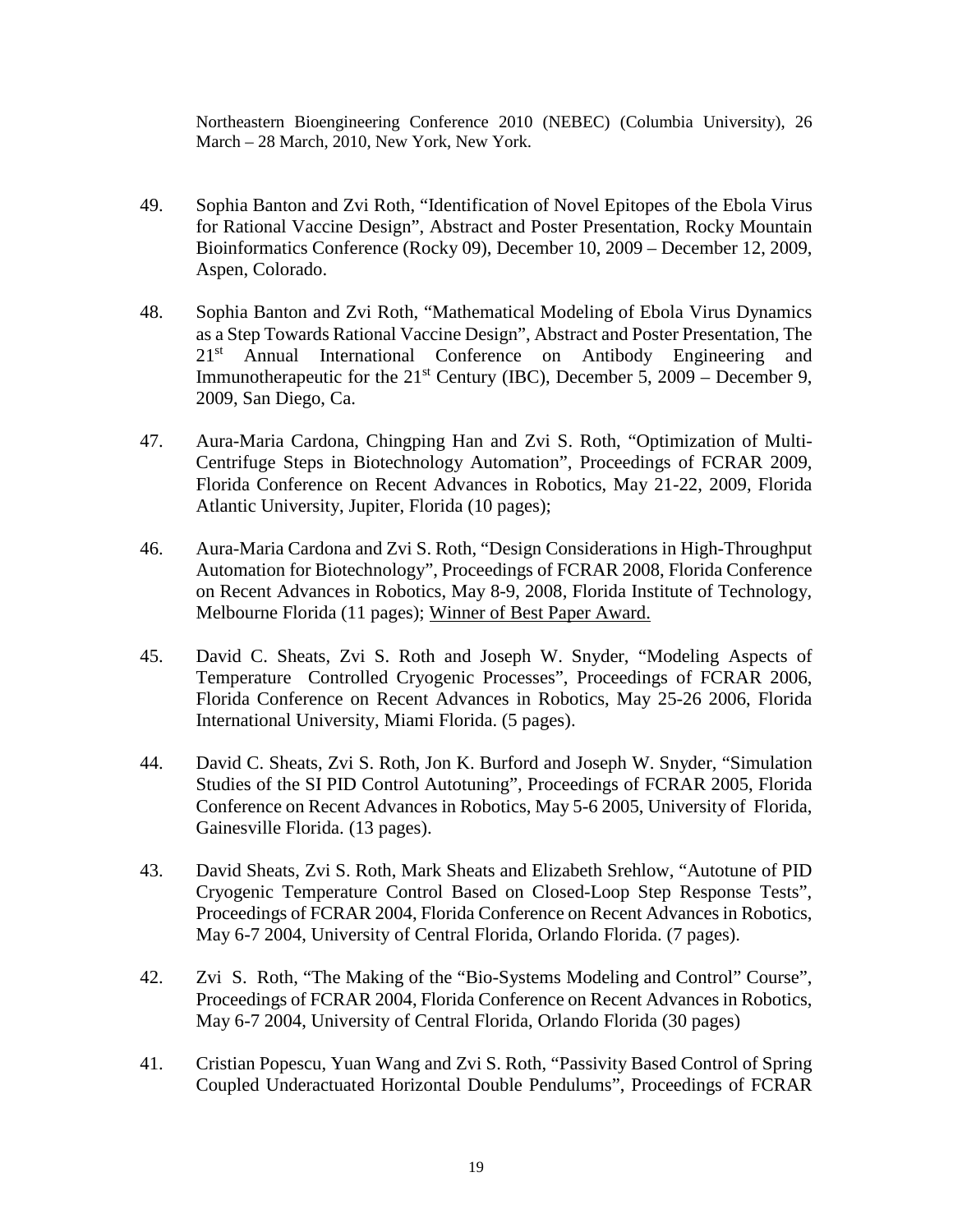Northeastern Bioengineering Conference 2010 (NEBEC) (Columbia University), 26 March – 28 March, 2010, New York, New York.

49. Sophia Banton and Zvi Roth, "Identification of Novel Epitopes of the Ebola Virus for Rational Vaccine Design", Abstract and Poster Presentation, Rocky Mountain Bioinformatics Conference (Rocky 09), December 10, 2009 – December 12, 2009, Aspen, Colorado.

48. Sophia Banton and Zvi Roth, "Mathematical Modeling of Ebola Virus Dynamics as a Step Towards Rational Vaccine Design", Abstract and Poster Presentation, The 21st Annual International Conference on Antibody Engineering and Immunotherapeutic for the 21st Century (IBC), December 5, 2009 – December 9, 2009, San Diego, Ca.

47. Aura-Maria Cardona, Chingping Han and Zvi S. Roth, "Optimization of Multi-Centrifuge Steps in Biotechnology Automation", Proceedings of FCRAR 2009, Florida Conference on Recent Advances in Robotics, May 21-22, 2009, Florida Atlantic University, Jupiter, Florida (10 pages);

46. Aura-Maria Cardona and Zvi S. Roth, "Design Considerations in High-Throughput Automation for Biotechnology", Proceedings of FCRAR 2008, Florida Conference on Recent Advances in Robotics, May 8-9, 2008, Florida Institute of Technology, Melbourne Florida (11 pages); <u>Winner of Best Paper Award.</u>

45. David C. Sheats, Zvi S. Roth and Joseph W. Snyder, "Modeling Aspects of Temperature Controlled Cryogenic Processes", Proceedings of FCRAR 2006, Florida Conference on Recent Advances in Robotics, May 25-26 2006, Florida International University, Miami Florida. (5 pages).

44. David C. Sheats, Zvi S. Roth, Jon K. Burford and Joseph W. Snyder, "Simulation Studies of the SI PID Control Autotuning", Proceedings of FCRAR 2005, Florida Conference on Recent Advances in Robotics, May 5-6 2005, University of Florida, Gainesville Florida. (13 pages).

43. David Sheats, Zvi S. Roth, Mark Sheats and Elizabeth Srehlow, "Autotune of PID Cryogenic Temperature Control Based on Closed-Loop Step Response Tests", Proceedings of FCRAR 2004, Florida Conference on Recent Advances in Robotics, May 6-7 2004, University of Central Florida, Orlando Florida. (7 pages).

42. Zvi S. Roth, "The Making of the "Bio-Systems Modeling and Control" Course", Proceedings of FCRAR 2004, Florida Conference on Recent Advances in Robotics, May 6-7 2004, University of Central Florida, Orlando Florida (30 pages)

41. Cristian Popescu, Yuan Wang and Zvi S. Roth, "Passivity Based Control of Spring Coupled Underactuated Horizontal Double Pendulums", Proceedings of FCRAR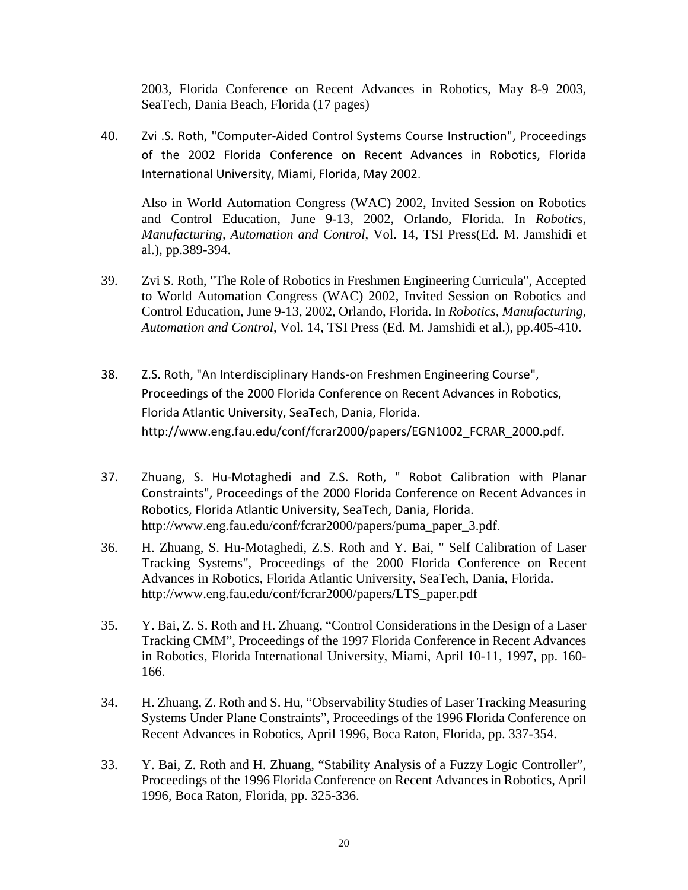2003, Florida Conference on Recent Advances in Robotics, May 8-9 2003, SeaTech, Dania Beach, Florida (17 pages)

40. Zvi .S. Roth, "Computer-Aided Control Systems Course Instruction", Proceedings of the 2002 Florida Conference on Recent Advances in Robotics, Florida International University, Miami, Florida, May 2002.

    Also in World Automation Congress (WAC) 2002, Invited Session on Robotics and Control Education, June 9-13, 2002, Orlando, Florida. In *Robotics, Manufacturing, Automation and Control*, Vol. 14, TSI Press(Ed. M. Jamshidi et al.), pp.389-394.

39. Zvi S. Roth, "The Role of Robotics in Freshmen Engineering Curricula", Accepted to World Automation Congress (WAC) 2002, Invited Session on Robotics and Control Education, June 9-13, 2002, Orlando, Florida. In *Robotics, Manufacturing, Automation and Control*, Vol. 14, TSI Press (Ed. M. Jamshidi et al.), pp.405-410.

38. Z.S. Roth, "An Interdisciplinary Hands-on Freshmen Engineering Course", Proceedings of the 2000 Florida Conference on Recent Advances in Robotics, Florida Atlantic University, SeaTech, Dania, Florida. http://www.eng.fau.edu/conf/fcrar2000/papers/EGN1002_FCRAR_2000.pdf.

37. Zhuang, S. Hu-Motaghedi and Z.S. Roth, " Robot Calibration with Planar Constraints", Proceedings of the 2000 Florida Conference on Recent Advances in Robotics, Florida Atlantic University, SeaTech, Dania, Florida. http://www.eng.fau.edu/conf/fcrar2000/papers/puma_paper_3.pdf.

36. H. Zhuang, S. Hu-Motaghedi, Z.S. Roth and Y. Bai, " Self Calibration of Laser Tracking Systems", Proceedings of the 2000 Florida Conference on Recent Advances in Robotics, Florida Atlantic University, SeaTech, Dania, Florida. http://www.eng.fau.edu/conf/fcrar2000/papers/LTS_paper.pdf

35. Y. Bai, Z. S. Roth and H. Zhuang, "Control Considerations in the Design of a Laser Tracking CMM", Proceedings of the 1997 Florida Conference in Recent Advances in Robotics, Florida International University, Miami, April 10-11, 1997, pp. 160-166.

34. H. Zhuang, Z. Roth and S. Hu, "Observability Studies of Laser Tracking Measuring Systems Under Plane Constraints", Proceedings of the 1996 Florida Conference on Recent Advances in Robotics, April 1996, Boca Raton, Florida, pp. 337-354.

33. Y. Bai, Z. Roth and H. Zhuang, "Stability Analysis of a Fuzzy Logic Controller", Proceedings of the 1996 Florida Conference on Recent Advances in Robotics, April 1996, Boca Raton, Florida, pp. 325-336.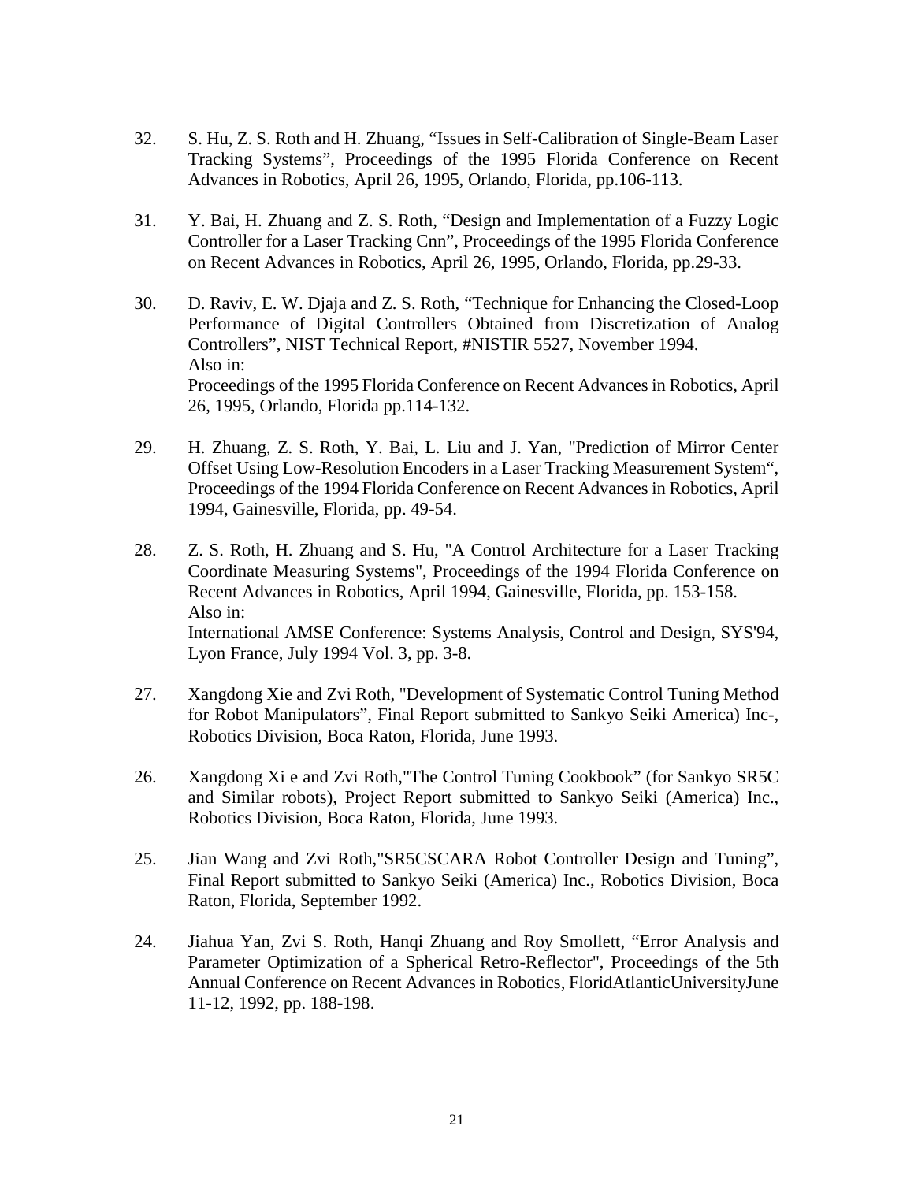32. S. Hu, Z. S. Roth and H. Zhuang, "Issues in Self-Calibration of Single-Beam Laser Tracking Systems", Proceedings of the 1995 Florida Conference on Recent Advances in Robotics, April 26, 1995, Orlando, Florida, pp.106-113.

31. Y. Bai, H. Zhuang and Z. S. Roth, "Design and Implementation of a Fuzzy Logic Controller for a Laser Tracking Cnn", Proceedings of the 1995 Florida Conference on Recent Advances in Robotics, April 26, 1995, Orlando, Florida, pp.29-33.

30. D. Raviv, E. W. Djaja and Z. S. Roth, "Technique for Enhancing the Closed-Loop Performance of Digital Controllers Obtained from Discretization of Analog Controllers", NIST Technical Report, #NISTIR 5527, November 1994.
Also in:
Proceedings of the 1995 Florida Conference on Recent Advances in Robotics, April 26, 1995, Orlando, Florida pp.114-132.

29. H. Zhuang, Z. S. Roth, Y. Bai, L. Liu and J. Yan, "Prediction of Mirror Center Offset Using Low-Resolution Encoders in a Laser Tracking Measurement System", Proceedings of the 1994 Florida Conference on Recent Advances in Robotics, April 1994, Gainesville, Florida, pp. 49-54.

28. Z. S. Roth, H. Zhuang and S. Hu, "A Control Architecture for a Laser Tracking Coordinate Measuring Systems", Proceedings of the 1994 Florida Conference on Recent Advances in Robotics, April 1994, Gainesville, Florida, pp. 153-158.
Also in:
International AMSE Conference: Systems Analysis, Control and Design, SYS'94, Lyon France, July 1994 Vol. 3, pp. 3-8.

27. Xangdong Xie and Zvi Roth, "Development of Systematic Control Tuning Method for Robot Manipulators", Final Report submitted to Sankyo Seiki America) Inc-, Robotics Division, Boca Raton, Florida, June 1993.

26. Xangdong Xi e and Zvi Roth,"The Control Tuning Cookbook" (for Sankyo SR5C and Similar robots), Project Report submitted to Sankyo Seiki (America) Inc., Robotics Division, Boca Raton, Florida, June 1993.

25. Jian Wang and Zvi Roth,"SR5CSCARA Robot Controller Design and Tuning", Final Report submitted to Sankyo Seiki (America) Inc., Robotics Division, Boca Raton, Florida, September 1992.

24. Jiahua Yan, Zvi S. Roth, Hanqi Zhuang and Roy Smollett, "Error Analysis and Parameter Optimization of a Spherical Retro-Reflector", Proceedings of the 5th Annual Conference on Recent Advances in Robotics, FloridAtlanticUniversityJune 11-12, 1992, pp. 188-198.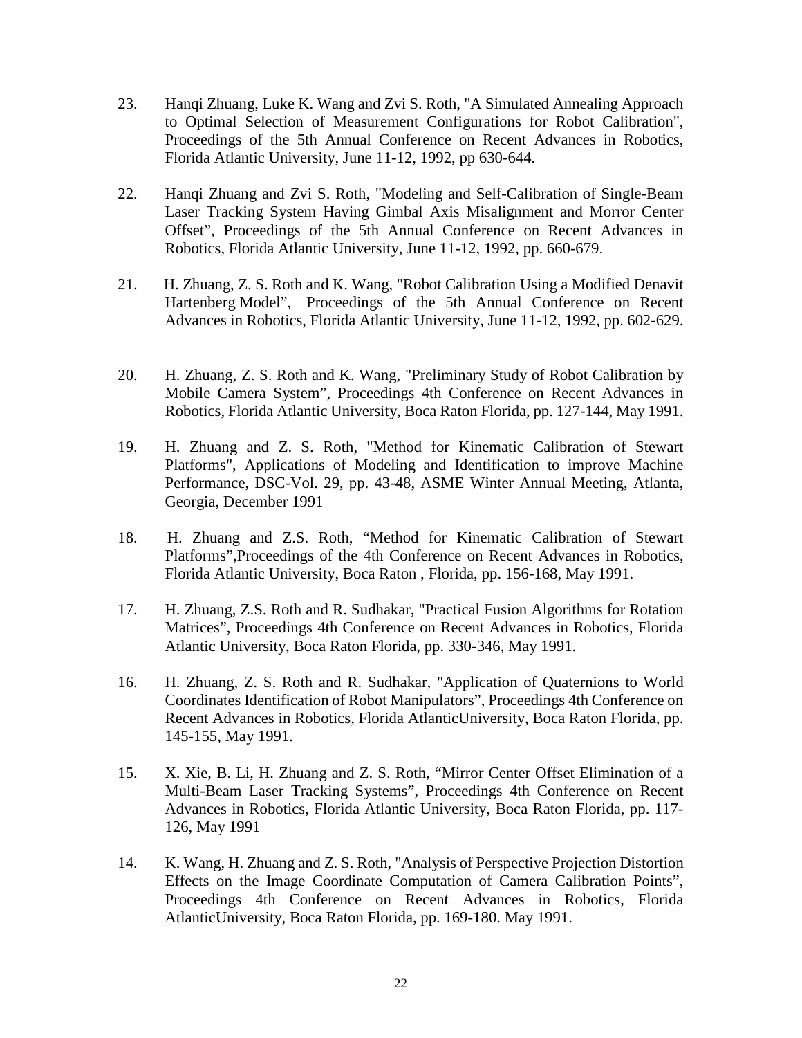23. Hanqi Zhuang, Luke K. Wang and Zvi S. Roth, "A Simulated Annealing Approach to Optimal Selection of Measurement Configurations for Robot Calibration", Proceedings of the 5th Annual Conference on Recent Advances in Robotics, Florida Atlantic University, June 11-12, 1992, pp 630-644.

22. Hanqi Zhuang and Zvi S. Roth, "Modeling and Self-Calibration of Single-Beam Laser Tracking System Having Gimbal Axis Misalignment and Morror Center Offset", Proceedings of the 5th Annual Conference on Recent Advances in Robotics, Florida Atlantic University, June 11-12, 1992, pp. 660-679.

21. H. Zhuang, Z. S. Roth and K. Wang, "Robot Calibration Using a Modified Denavit Hartenberg Model", Proceedings of the 5th Annual Conference on Recent Advances in Robotics, Florida Atlantic University, June 11-12, 1992, pp. 602-629.

20. H. Zhuang, Z. S. Roth and K. Wang, "Preliminary Study of Robot Calibration by Mobile Camera System", Proceedings 4th Conference on Recent Advances in Robotics, Florida Atlantic University, Boca Raton Florida, pp. 127-144, May 1991.

19. H. Zhuang and Z. S. Roth, "Method for Kinematic Calibration of Stewart Platforms", Applications of Modeling and Identification to improve Machine Performance, DSC-Vol. 29, pp. 43-48, ASME Winter Annual Meeting, Atlanta, Georgia, December 1991

18. H. Zhuang and Z.S. Roth, “Method for Kinematic Calibration of Stewart Platforms”,Proceedings of the 4th Conference on Recent Advances in Robotics, Florida Atlantic University, Boca Raton , Florida, pp. 156-168, May 1991.

17. H. Zhuang, Z.S. Roth and R. Sudhakar, "Practical Fusion Algorithms for Rotation Matrices", Proceedings 4th Conference on Recent Advances in Robotics, Florida Atlantic University, Boca Raton Florida, pp. 330-346, May 1991.

16. H. Zhuang, Z. S. Roth and R. Sudhakar, "Application of Quaternions to World Coordinates Identification of Robot Manipulators", Proceedings 4th Conference on Recent Advances in Robotics, Florida AtlanticUniversity, Boca Raton Florida, pp. 145-155, May 1991.

15. X. Xie, B. Li, H. Zhuang and Z. S. Roth, “Mirror Center Offset Elimination of a Multi-Beam Laser Tracking Systems”, Proceedings 4th Conference on Recent Advances in Robotics, Florida Atlantic University, Boca Raton Florida, pp. 117-126, May 1991

14. K. Wang, H. Zhuang and Z. S. Roth, "Analysis of Perspective Projection Distortion Effects on the Image Coordinate Computation of Camera Calibration Points", Proceedings 4th Conference on Recent Advances in Robotics, Florida AtlanticUniversity, Boca Raton Florida, pp. 169-180. May 1991.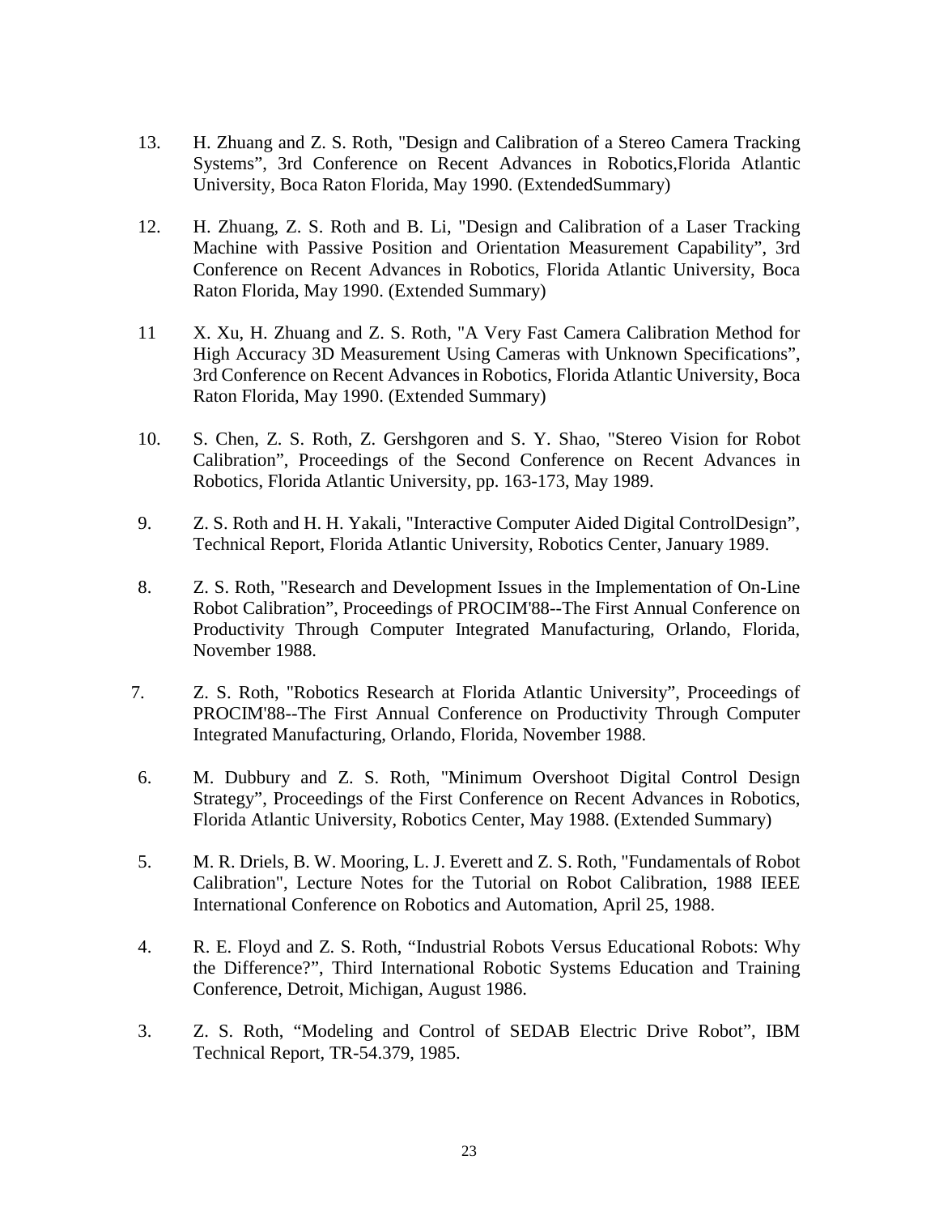13. H. Zhuang and Z. S. Roth, "Design and Calibration of a Stereo Camera Tracking Systems", 3rd Conference on Recent Advances in Robotics,Florida Atlantic University, Boca Raton Florida, May 1990. (ExtendedSummary)

12. H. Zhuang, Z. S. Roth and B. Li, "Design and Calibration of a Laser Tracking Machine with Passive Position and Orientation Measurement Capability", 3rd Conference on Recent Advances in Robotics, Florida Atlantic University, Boca Raton Florida, May 1990. (Extended Summary)

11 X. Xu, H. Zhuang and Z. S. Roth, "A Very Fast Camera Calibration Method for High Accuracy 3D Measurement Using Cameras with Unknown Specifications", 3rd Conference on Recent Advances in Robotics, Florida Atlantic University, Boca Raton Florida, May 1990. (Extended Summary)

10. S. Chen, Z. S. Roth, Z. Gershgoren and S. Y. Shao, "Stereo Vision for Robot Calibration", Proceedings of the Second Conference on Recent Advances in Robotics, Florida Atlantic University, pp. 163-173, May 1989.

9. Z. S. Roth and H. H. Yakali, "Interactive Computer Aided Digital ControlDesign", Technical Report, Florida Atlantic University, Robotics Center, January 1989.

8. Z. S. Roth, "Research and Development Issues in the Implementation of On-Line Robot Calibration", Proceedings of PROCIM'88--The First Annual Conference on Productivity Through Computer Integrated Manufacturing, Orlando, Florida, November 1988.

7. Z. S. Roth, "Robotics Research at Florida Atlantic University", Proceedings of PROCIM'88--The First Annual Conference on Productivity Through Computer Integrated Manufacturing, Orlando, Florida, November 1988.

6. M. Dubbury and Z. S. Roth, "Minimum Overshoot Digital Control Design Strategy", Proceedings of the First Conference on Recent Advances in Robotics, Florida Atlantic University, Robotics Center, May 1988. (Extended Summary)

5. M. R. Driels, B. W. Mooring, L. J. Everett and Z. S. Roth, "Fundamentals of Robot Calibration", Lecture Notes for the Tutorial on Robot Calibration, 1988 IEEE International Conference on Robotics and Automation, April 25, 1988.

4. R. E. Floyd and Z. S. Roth, "Industrial Robots Versus Educational Robots: Why the Difference?", Third International Robotic Systems Education and Training Conference, Detroit, Michigan, August 1986.

3. Z. S. Roth, "Modeling and Control of SEDAB Electric Drive Robot", IBM Technical Report, TR-54.379, 1985.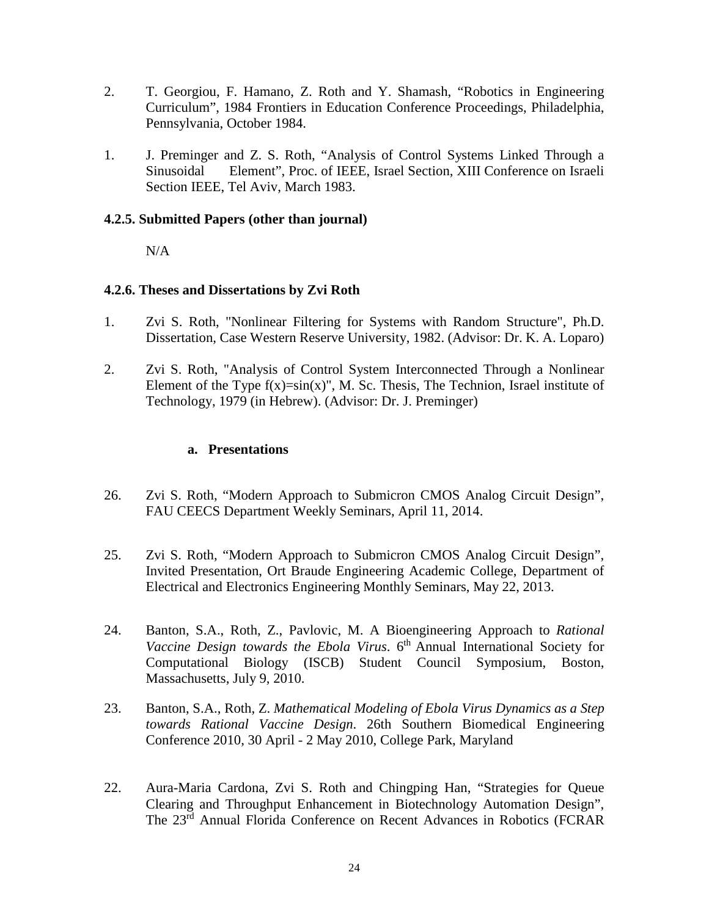2. T. Georgiou, F. Hamano, Z. Roth and Y. Shamash, “Robotics in Engineering Curriculum”, 1984 Frontiers in Education Conference Proceedings, Philadelphia, Pennsylvania, October 1984.

1. J. Preminger and Z. S. Roth, “Analysis of Control Systems Linked Through a Sinusoidal Element”, Proc. of IEEE, Israel Section, XIII Conference on Israeli Section IEEE, Tel Aviv, March 1983.

### 4.2.5. Submitted Papers (other than journal)

N/A

### 4.2.6. Theses and Dissertations by Zvi Roth

1. Zvi S. Roth, "Nonlinear Filtering for Systems with Random Structure", Ph.D. Dissertation, Case Western Reserve University, 1982. (Advisor: Dr. K. A. Loparo)

2. Zvi S. Roth, "Analysis of Control System Interconnected Through a Nonlinear Element of the Type $f(x)=\sin(x)$", M. Sc. Thesis, The Technion, Israel institute of Technology, 1979 (in Hebrew). (Advisor: Dr. J. Preminger)

#### a. Presentations

26. Zvi S. Roth, “Modern Approach to Submicron CMOS Analog Circuit Design”, FAU CEECS Department Weekly Seminars, April 11, 2014.

25. Zvi S. Roth, “Modern Approach to Submicron CMOS Analog Circuit Design”, Invited Presentation, Ort Braude Engineering Academic College, Department of Electrical and Electronics Engineering Monthly Seminars, May 22, 2013.

24. Banton, S.A., Roth, Z., Pavlovic, M. A Bioengineering Approach to *Rational Vaccine Design towards the Ebola Virus*. 6th Annual International Society for Computational Biology (ISCB) Student Council Symposium, Boston, Massachusetts, July 9, 2010.

23. Banton, S.A., Roth, Z. *Mathematical Modeling of Ebola Virus Dynamics as a Step towards Rational Vaccine Design*. 26th Southern Biomedical Engineering Conference 2010, 30 April - 2 May 2010, College Park, Maryland

22. Aura-Maria Cardona, Zvi S. Roth and Chingping Han, “Strategies for Queue Clearing and Throughput Enhancement in Biotechnology Automation Design”, The 23rd Annual Florida Conference on Recent Advances in Robotics (FCRAR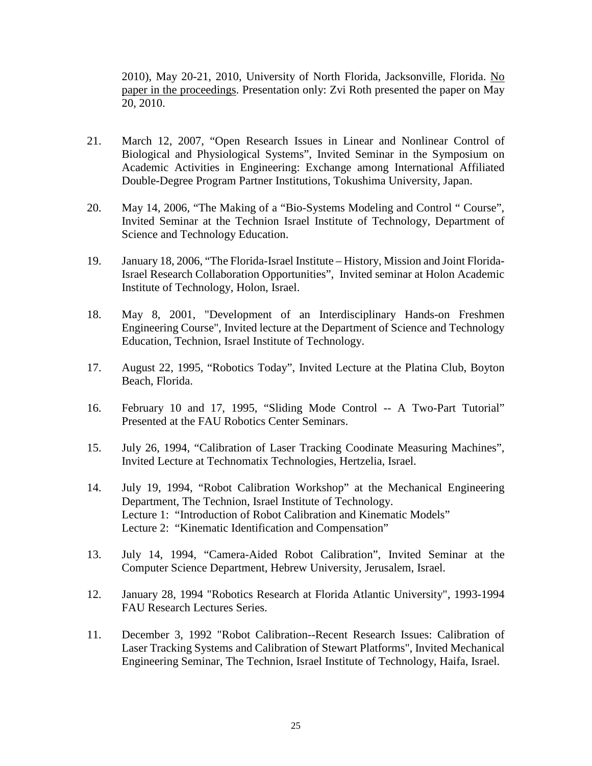2010), May 20-21, 2010, University of North Florida, Jacksonville, Florida. No paper in the proceedings. Presentation only: Zvi Roth presented the paper on May 20, 2010.

21. March 12, 2007, "Open Research Issues in Linear and Nonlinear Control of Biological and Physiological Systems", Invited Seminar in the Symposium on Academic Activities in Engineering: Exchange among International Affiliated Double-Degree Program Partner Institutions, Tokushima University, Japan.

20. May 14, 2006, "The Making of a "Bio-Systems Modeling and Control " Course", Invited Seminar at the Technion Israel Institute of Technology, Department of Science and Technology Education.

19. January 18, 2006, "The Florida-Israel Institute – History, Mission and Joint Florida-Israel Research Collaboration Opportunities", Invited seminar at Holon Academic Institute of Technology, Holon, Israel.

18. May 8, 2001, "Development of an Interdisciplinary Hands-on Freshmen Engineering Course", Invited lecture at the Department of Science and Technology Education, Technion, Israel Institute of Technology.

17. August 22, 1995, "Robotics Today", Invited Lecture at the Platina Club, Boyton Beach, Florida.

16. February 10 and 17, 1995, "Sliding Mode Control -- A Two-Part Tutorial" Presented at the FAU Robotics Center Seminars.

15. July 26, 1994, "Calibration of Laser Tracking Coodinate Measuring Machines", Invited Lecture at Technomatix Technologies, Hertzelia, Israel.

14. July 19, 1994, "Robot Calibration Workshop" at the Mechanical Engineering Department, The Technion, Israel Institute of Technology.
    Lecture 1: "Introduction of Robot Calibration and Kinematic Models"
    Lecture 2: "Kinematic Identification and Compensation"

13. July 14, 1994, "Camera-Aided Robot Calibration", Invited Seminar at the Computer Science Department, Hebrew University, Jerusalem, Israel.

12. January 28, 1994 "Robotics Research at Florida Atlantic University", 1993-1994 FAU Research Lectures Series.

11. December 3, 1992 "Robot Calibration--Recent Research Issues: Calibration of Laser Tracking Systems and Calibration of Stewart Platforms", Invited Mechanical Engineering Seminar, The Technion, Israel Institute of Technology, Haifa, Israel.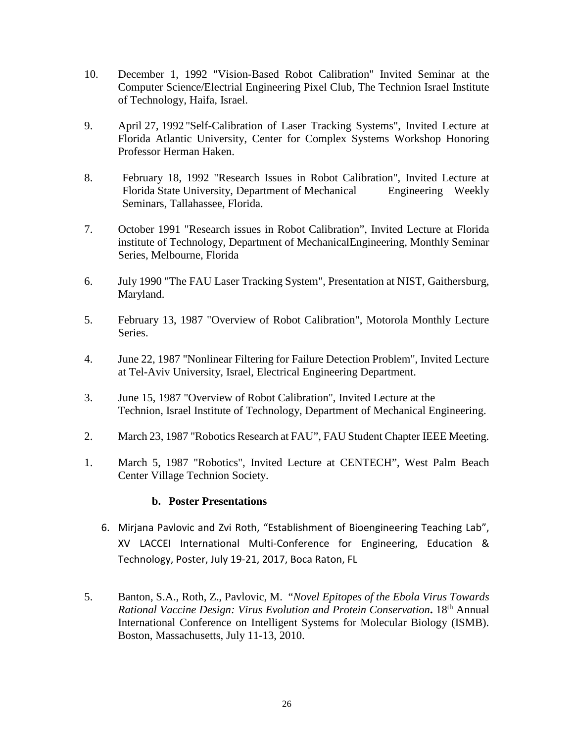10. December 1, 1992 "Vision-Based Robot Calibration" Invited Seminar at the Computer Science/Electrial Engineering Pixel Club, The Technion Israel Institute of Technology, Haifa, Israel.

9. April 27, 1992 "Self-Calibration of Laser Tracking Systems", Invited Lecture at Florida Atlantic University, Center for Complex Systems Workshop Honoring Professor Herman Haken.

8. February 18, 1992 "Research Issues in Robot Calibration", Invited Lecture at Florida State University, Department of Mechanical Engineering Weekly Seminars, Tallahassee, Florida.

7. October 1991 "Research issues in Robot Calibration", Invited Lecture at Florida institute of Technology, Department of MechanicalEngineering, Monthly Seminar Series, Melbourne, Florida

6. July 1990 "The FAU Laser Tracking System", Presentation at NIST, Gaithersburg, Maryland.

5. February 13, 1987 "Overview of Robot Calibration", Motorola Monthly Lecture Series.

4. June 22, 1987 "Nonlinear Filtering for Failure Detection Problem", Invited Lecture at Tel-Aviv University, Israel, Electrical Engineering Department.

3. June 15, 1987 "Overview of Robot Calibration", Invited Lecture at the Technion, Israel Institute of Technology, Department of Mechanical Engineering.

2. March 23, 1987 "Robotics Research at FAU", FAU Student Chapter IEEE Meeting.

1. March 5, 1987 "Robotics", Invited Lecture at CENTECH", West Palm Beach Center Village Technion Society.

### b. Poster Presentations

6. Mirjana Pavlovic and Zvi Roth, "Establishment of Bioengineering Teaching Lab", XV LACCEI International Multi-Conference for Engineering, Education & Technology, Poster, July 19-21, 2017, Boca Raton, FL

5. Banton, S.A., Roth, Z., Pavlovic, M. "*Novel Epitopes of the Ebola Virus Towards Rational Vaccine Design: Virus Evolution and Protein Conservation***.** 18th Annual International Conference on Intelligent Systems for Molecular Biology (ISMB). Boston, Massachusetts, July 11-13, 2010.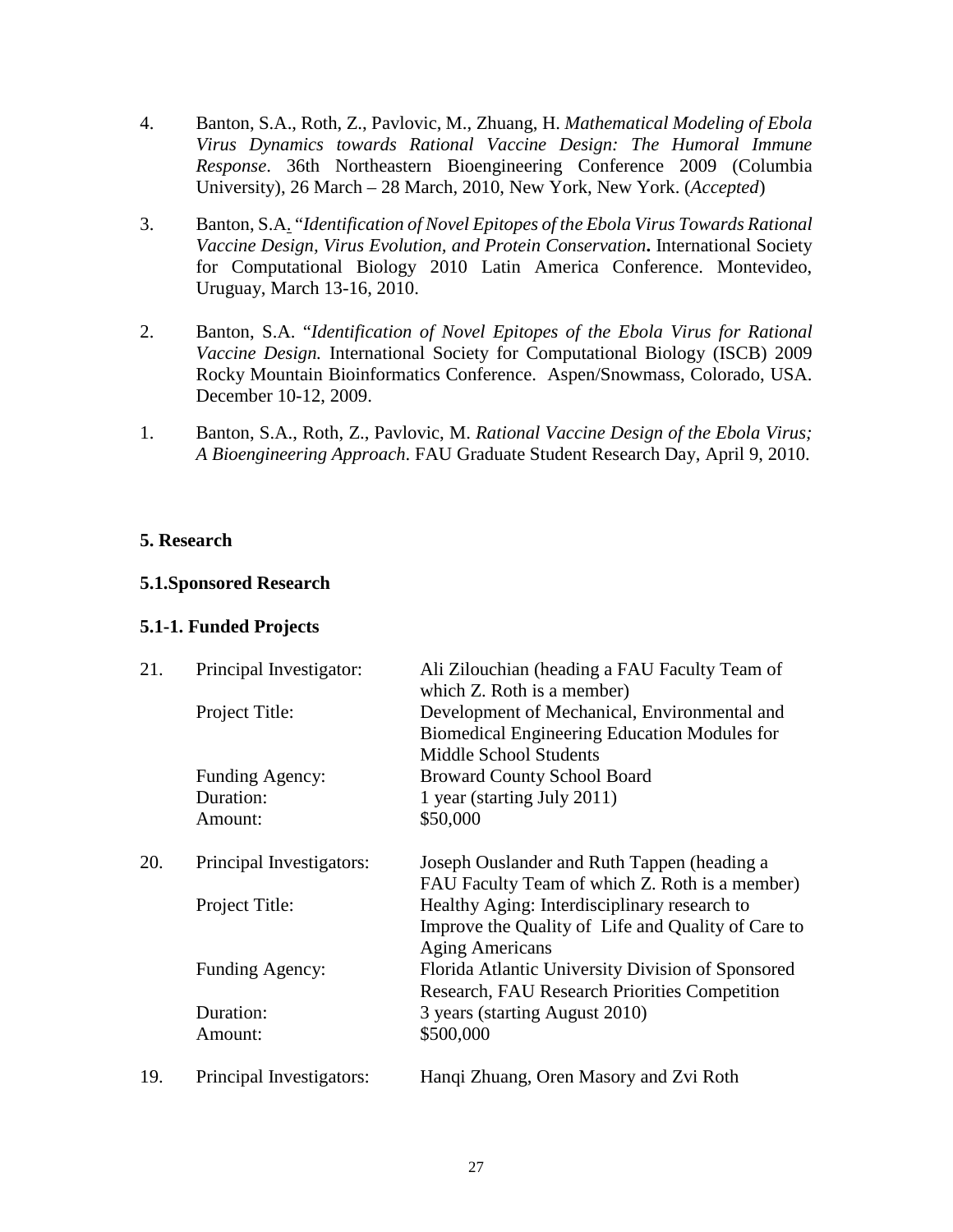4. Banton, S.A., Roth, Z., Pavlovic, M., Zhuang, H. *Mathematical Modeling of Ebola Virus Dynamics towards Rational Vaccine Design: The Humoral Immune Response*. 36th Northeastern Bioengineering Conference 2009 (Columbia University), 26 March – 28 March, 2010, New York, New York. (*Accepted*)

3. Banton, S.A. "*Identification of Novel Epitopes of the Ebola Virus Towards Rational Vaccine Design, Virus Evolution, and Protein Conservation***.** International Society for Computational Biology 2010 Latin America Conference. Montevideo, Uruguay, March 13-16, 2010.

2. Banton, S.A. "*Identification of Novel Epitopes of the Ebola Virus for Rational Vaccine Design.* International Society for Computational Biology (ISCB) 2009 Rocky Mountain Bioinformatics Conference. Aspen/Snowmass, Colorado, USA. December 10-12, 2009.

1. Banton, S.A., Roth, Z., Pavlovic, M. *Rational Vaccine Design of the Ebola Virus; A Bioengineering Approach.* FAU Graduate Student Research Day, April 9, 2010.

**5. Research**

**5.1.Sponsored Research**

**5.1-1. Funded Projects**

21. Principal Investigator: Ali Zilouchian (heading a FAU Faculty Team of which Z. Roth is a member)
    Project Title: Development of Mechanical, Environmental and Biomedical Engineering Education Modules for Middle School Students
    Funding Agency: Broward County School Board
    Duration: 1 year (starting July 2011)
    Amount: \$50,000

20. Principal Investigators: Joseph Ouslander and Ruth Tappen (heading a FAU Faculty Team of which Z. Roth is a member)
    Project Title: Healthy Aging: Interdisciplinary research to Improve the Quality of Life and Quality of Care to Aging Americans
    Funding Agency: Florida Atlantic University Division of Sponsored Research, FAU Research Priorities Competition
    Duration: 3 years (starting August 2010)
    Amount: \$500,000

19. Principal Investigators: Hanqi Zhuang, Oren Masory and Zvi Roth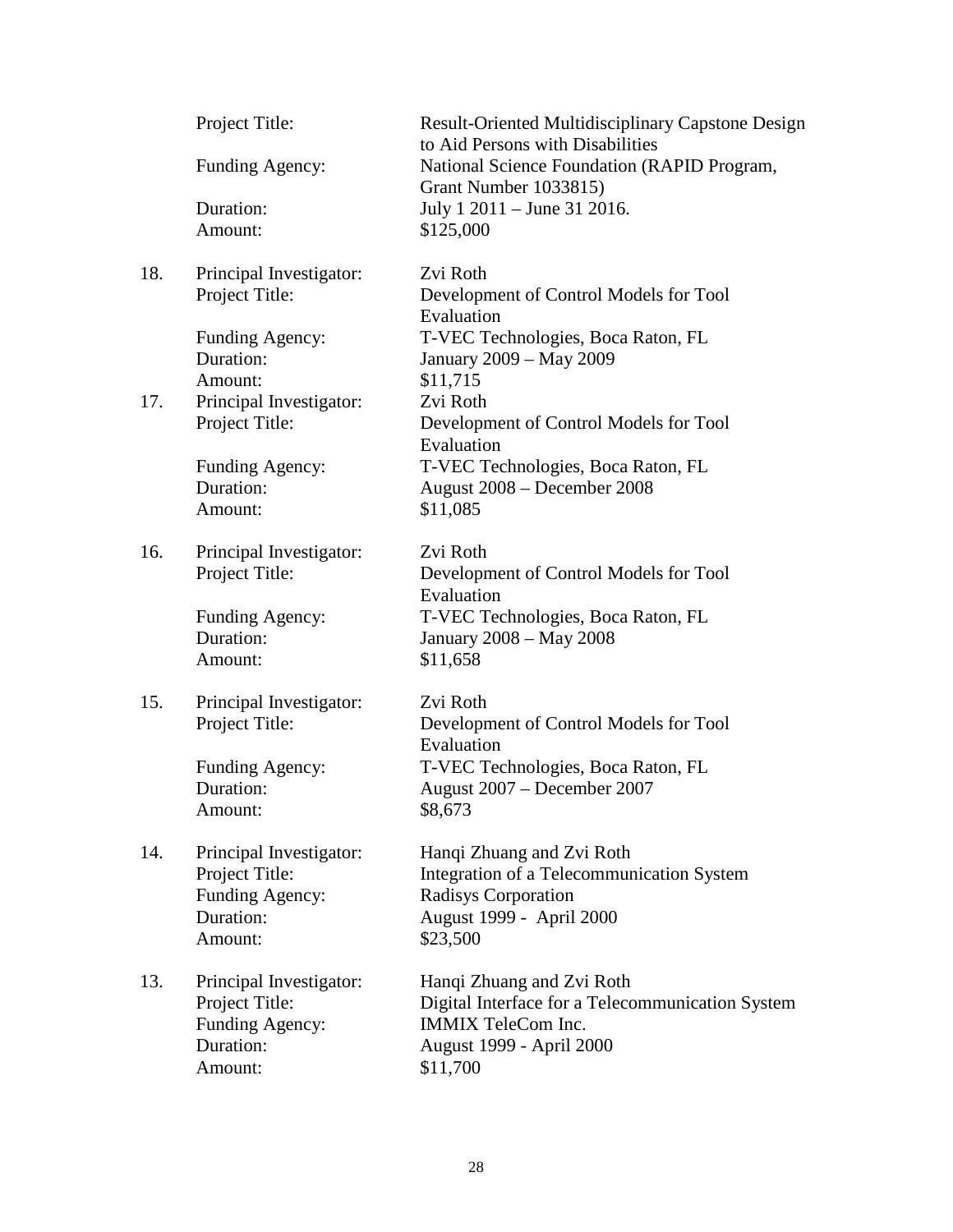Project Title: Result-Oriented Multidisciplinary Capstone Design to Aid Persons with Disabilities
Funding Agency: National Science Foundation (RAPID Program, Grant Number 1033815)
Duration: July 1 2011 – June 31 2016.
Amount: $125,000

18. Principal Investigator: Zvi Roth
Project Title: Development of Control Models for Tool Evaluation
Funding Agency: T-VEC Technologies, Boca Raton, FL
Duration: January 2009 – May 2009
Amount: $11,715

17. Principal Investigator: Zvi Roth
Project Title: Development of Control Models for Tool Evaluation
Funding Agency: T-VEC Technologies, Boca Raton, FL
Duration: August 2008 – December 2008
Amount: $11,085

16. Principal Investigator: Zvi Roth
Project Title: Development of Control Models for Tool Evaluation
Funding Agency: T-VEC Technologies, Boca Raton, FL
Duration: January 2008 – May 2008
Amount: $11,658

15. Principal Investigator: Zvi Roth
Project Title: Development of Control Models for Tool Evaluation
Funding Agency: T-VEC Technologies, Boca Raton, FL
Duration: August 2007 – December 2007
Amount: $8,673

14. Principal Investigator: Hanqi Zhuang and Zvi Roth
Project Title: Integration of a Telecommunication System
Funding Agency: Radisys Corporation
Duration: August 1999 - April 2000
Amount: $23,500

13. Principal Investigator: Hanqi Zhuang and Zvi Roth
Project Title: Digital Interface for a Telecommunication System
Funding Agency: IMMIX TeleCom Inc.
Duration: August 1999 - April 2000
Amount: $11,700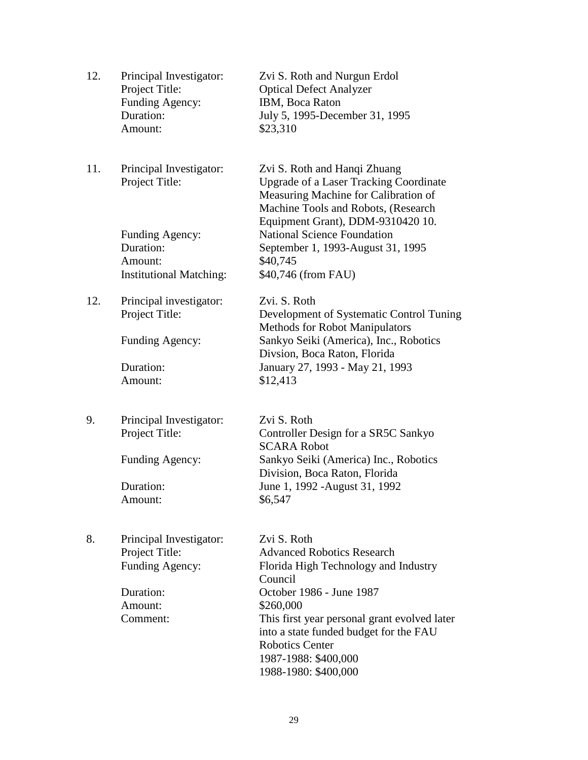12. Principal Investigator: Zvi S. Roth and Nurgun Erdol
    Project Title: Optical Defect Analyzer
    Funding Agency: IBM, Boca Raton
    Duration: July 5, 1995-December 31, 1995
    Amount: $23,310

11. Principal Investigator: Zvi S. Roth and Hanqi Zhuang
    Project Title: Upgrade of a Laser Tracking Coordinate Measuring Machine for Calibration of Machine Tools and Robots, (Research Equipment Grant), DDM-9310420 10.
    Funding Agency: National Science Foundation
    Duration: September 1, 1993-August 31, 1995
    Amount: $40,745
    Institutional Matching: $40,746 (from FAU)

12. Principal investigator: Zvi. S. Roth
    Project Title: Development of Systematic Control Tuning Methods for Robot Manipulators
    Funding Agency: Sankyo Seiki (America), Inc., Robotics Divsion, Boca Raton, Florida
    Duration: January 27, 1993 - May 21, 1993
    Amount: $12,413

9. Principal Investigator: Zvi S. Roth
   Project Title: Controller Design for a SR5C Sankyo SCARA Robot
   Funding Agency: Sankyo Seiki (America) Inc., Robotics Division, Boca Raton, Florida
   Duration: June 1, 1992 -August 31, 1992
   Amount: $6,547

8. Principal Investigator: Zvi S. Roth
   Project Title: Advanced Robotics Research
   Funding Agency: Florida High Technology and Industry Council
   Duration: October 1986 - June 1987
   Amount: $260,000
   Comment: This first year personal grant evolved later into a state funded budget for the FAU Robotics Center
   1987-1988: $400,000
   1988-1980: $400,000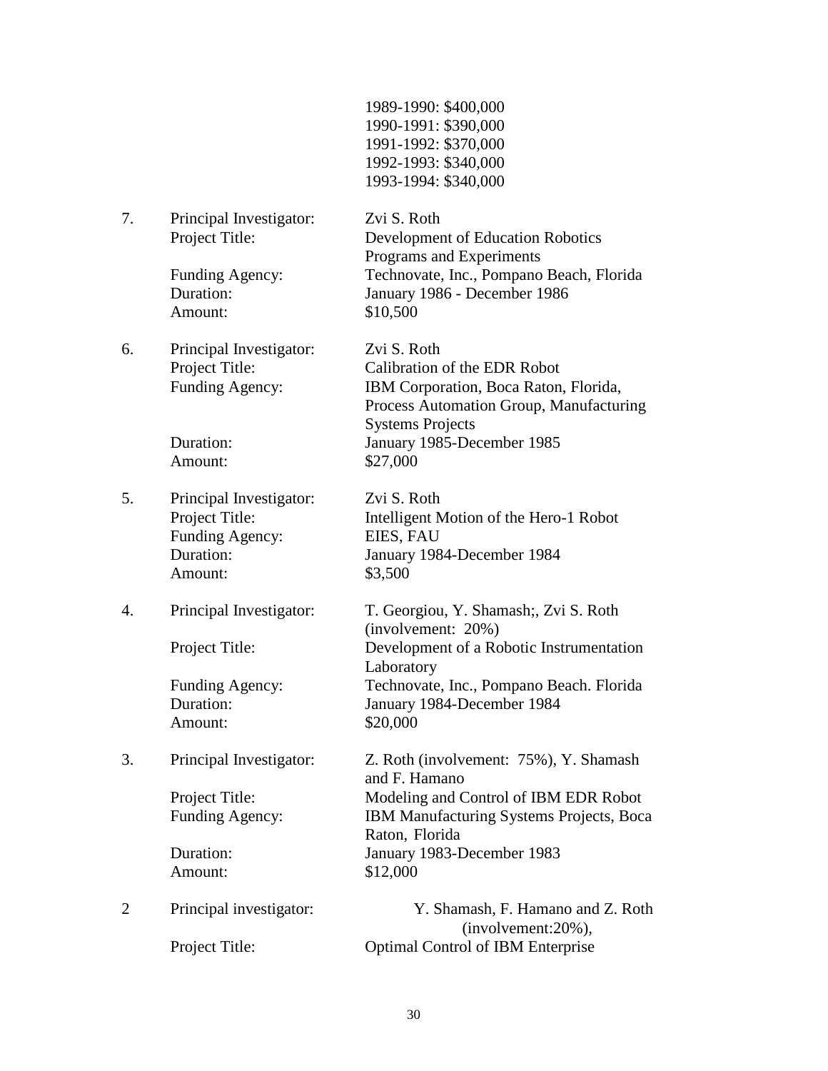1989-1990: $400,000
1990-1991: $390,000
1991-1992: $370,000
1992-1993: $340,000
1993-1994: $340,000

7. Principal Investigator: Zvi S. Roth
   Project Title: Development of Education Robotics Programs and Experiments
   Funding Agency: Technovate, Inc., Pompano Beach, Florida
   Duration: January 1986 - December 1986
   Amount: $10,500

6. Principal Investigator: Zvi S. Roth
   Project Title: Calibration of the EDR Robot
   Funding Agency: IBM Corporation, Boca Raton, Florida, Process Automation Group, Manufacturing Systems Projects
   Duration: January 1985-December 1985
   Amount: $27,000

5. Principal Investigator: Zvi S. Roth
   Project Title: Intelligent Motion of the Hero-1 Robot
   Funding Agency: EIES, FAU
   Duration: January 1984-December 1984
   Amount: $3,500

4. Principal Investigator: T. Georgiou, Y. Shamash;, Zvi S. Roth (involvement: 20%)
   Project Title: Development of a Robotic Instrumentation Laboratory
   Funding Agency: Technovate, Inc., Pompano Beach. Florida
   Duration: January 1984-December 1984
   Amount: $20,000

3. Principal Investigator: Z. Roth (involvement: 75%), Y. Shamash and F. Hamano
   Project Title: Modeling and Control of IBM EDR Robot
   Funding Agency: IBM Manufacturing Systems Projects, Boca Raton, Florida
   Duration: January 1983-December 1983
   Amount: $12,000

2 Principal investigator: Y. Shamash, F. Hamano and Z. Roth (involvement:20%),
   Project Title: Optimal Control of IBM Enterprise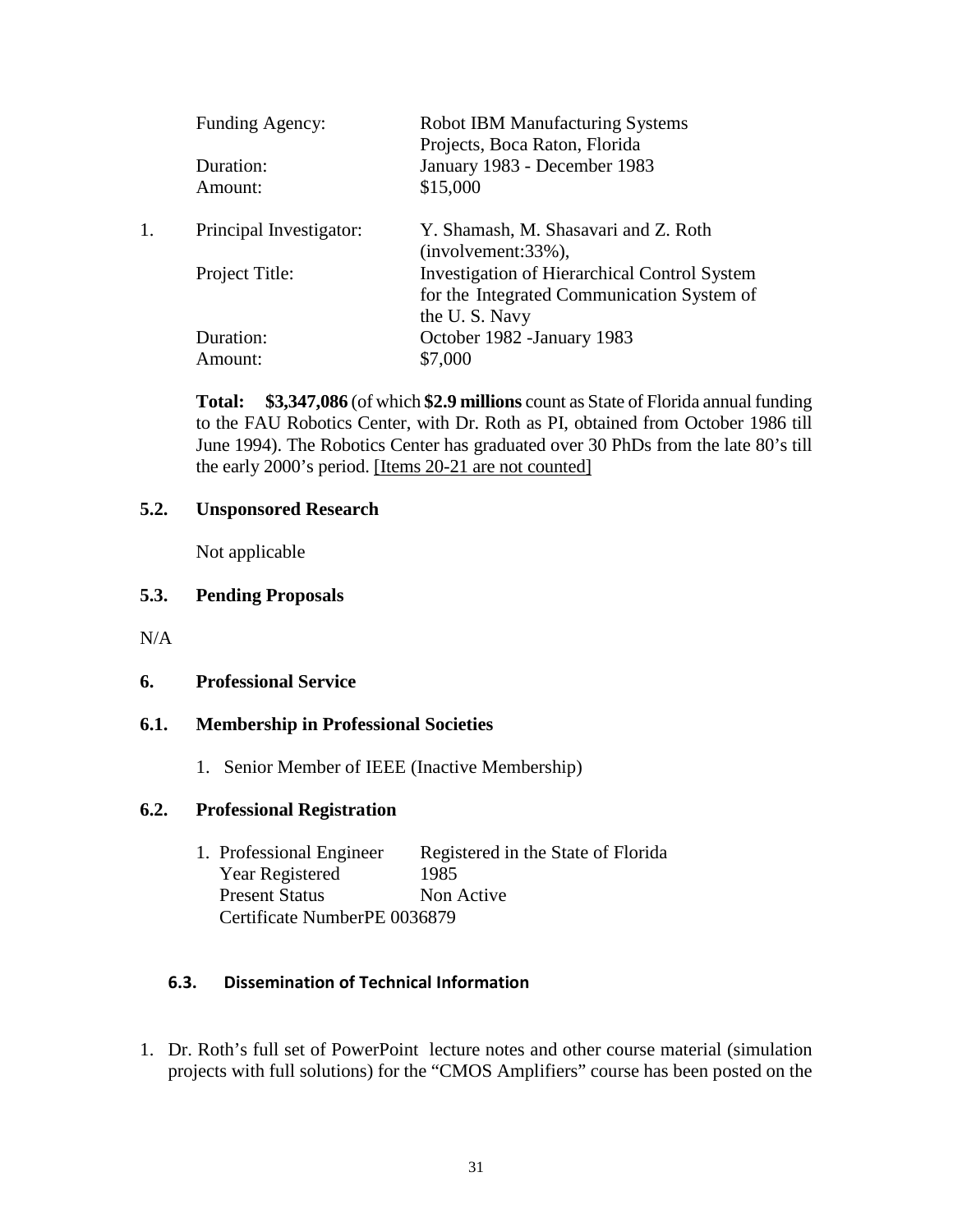| | |
|---|---|
| Funding Agency: | Robot IBM Manufacturing Systems Projects, Boca Raton, Florida |
| Duration: | January 1983 - December 1983 |
| Amount: | $15,000 |

1. | | |
   |---|---|
   | Principal Investigator: | Y. Shamash, M. Shasavari and Z. Roth (involvement:33%), |
   | Project Title: | Investigation of Hierarchical Control System for the Integrated Communication System of the U. S. Navy |
   | Duration: | October 1982 -January 1983 |
   | Amount: | $7,000 |

**Total: $3,347,086** (of which **$2.9 millions** count as State of Florida annual funding to the FAU Robotics Center, with Dr. Roth as PI, obtained from October 1986 till June 1994). The Robotics Center has graduated over 30 PhDs from the late 80's till the early 2000's period. [Items 20-21 are not counted]

### 5.2. Unsponsored Research

Not applicable

### 5.3. Pending Proposals

N/A

## 6. Professional Service

### 6.1. Membership in Professional Societies

1. Senior Member of IEEE (Inactive Membership)

### 6.2. Professional Registration

1. | | |
   |---|---|
   | Professional Engineer | Registered in the State of Florida |
   | Year Registered | 1985 |
   | Present Status | Non Active |
   | Certificate Number | PE 0036879 |

### 6.3. Dissemination of Technical Information

1. Dr. Roth's full set of PowerPoint lecture notes and other course material (simulation projects with full solutions) for the "CMOS Amplifiers" course has been posted on the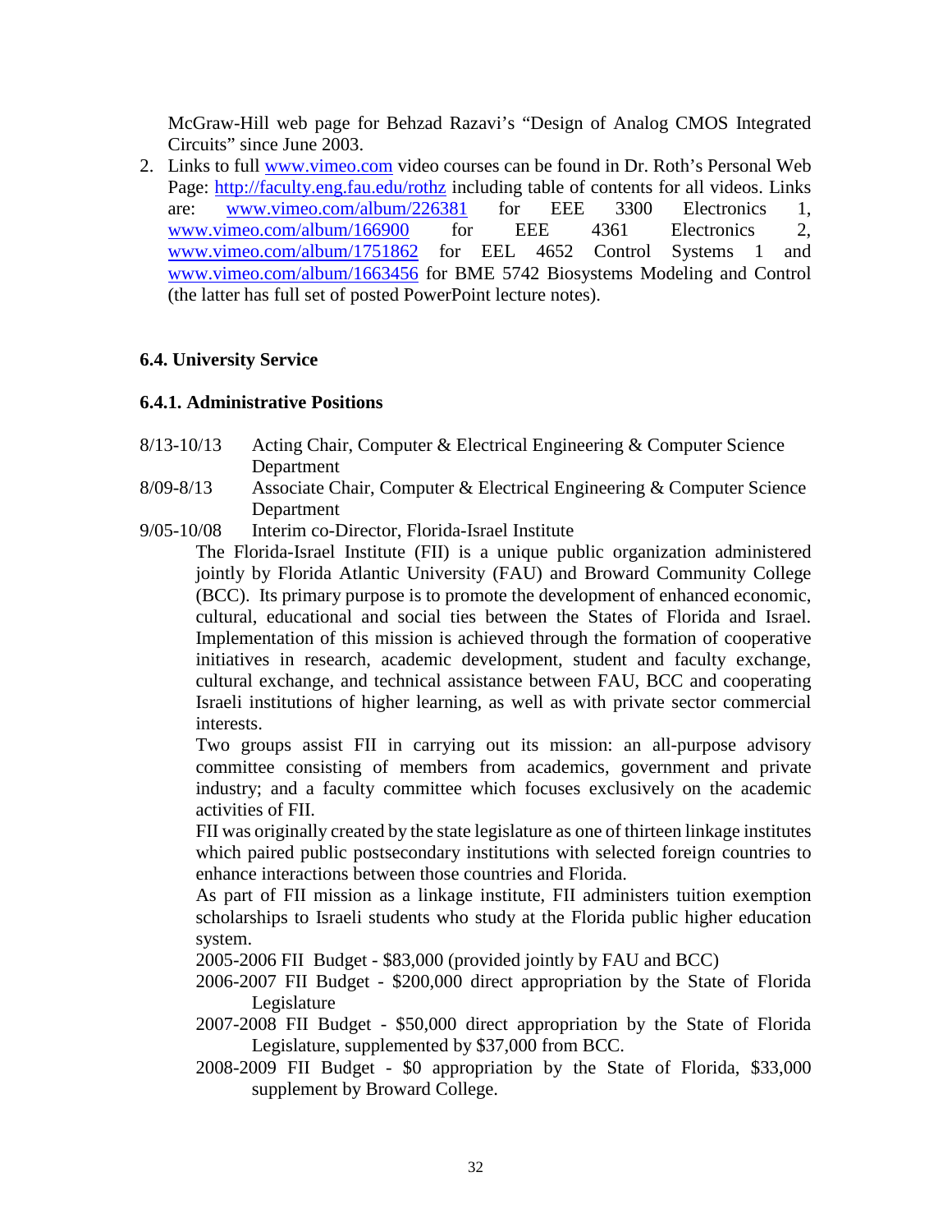McGraw-Hill web page for Behzad Razavi's "Design of Analog CMOS Integrated Circuits" since June 2003.

2. Links to full www.vimeo.com video courses can be found in Dr. Roth's Personal Web Page: http://faculty.eng.fau.edu/rothz including table of contents for all videos. Links are: www.vimeo.com/album/226381 for EEE 3300 Electronics 1, www.vimeo.com/album/166900 for EEE 4361 Electronics 2, www.vimeo.com/album/1751862 for EEL 4652 Control Systems 1 and www.vimeo.com/album/1663456 for BME 5742 Biosystems Modeling and Control (the latter has full set of posted PowerPoint lecture notes).

### 6.4. University Service

#### 6.4.1. Administrative Positions

8/13-10/13 Acting Chair, Computer & Electrical Engineering & Computer Science Department

8/09-8/13 Associate Chair, Computer & Electrical Engineering & Computer Science Department

9/05-10/08 Interim co-Director, Florida-Israel Institute

The Florida-Israel Institute (FII) is a unique public organization administered jointly by Florida Atlantic University (FAU) and Broward Community College (BCC). Its primary purpose is to promote the development of enhanced economic, cultural, educational and social ties between the States of Florida and Israel. Implementation of this mission is achieved through the formation of cooperative initiatives in research, academic development, student and faculty exchange, cultural exchange, and technical assistance between FAU, BCC and cooperating Israeli institutions of higher learning, as well as with private sector commercial interests.

Two groups assist FII in carrying out its mission: an all-purpose advisory committee consisting of members from academics, government and private industry; and a faculty committee which focuses exclusively on the academic activities of FII.

FII was originally created by the state legislature as one of thirteen linkage institutes which paired public postsecondary institutions with selected foreign countries to enhance interactions between those countries and Florida.

As part of FII mission as a linkage institute, FII administers tuition exemption scholarships to Israeli students who study at the Florida public higher education system.

2005-2006 FII Budget - $83,000 (provided jointly by FAU and BCC)

2006-2007 FII Budget - $200,000 direct appropriation by the State of Florida Legislature

2007-2008 FII Budget - $50,000 direct appropriation by the State of Florida Legislature, supplemented by $37,000 from BCC.

2008-2009 FII Budget - $0 appropriation by the State of Florida, $33,000 supplement by Broward College.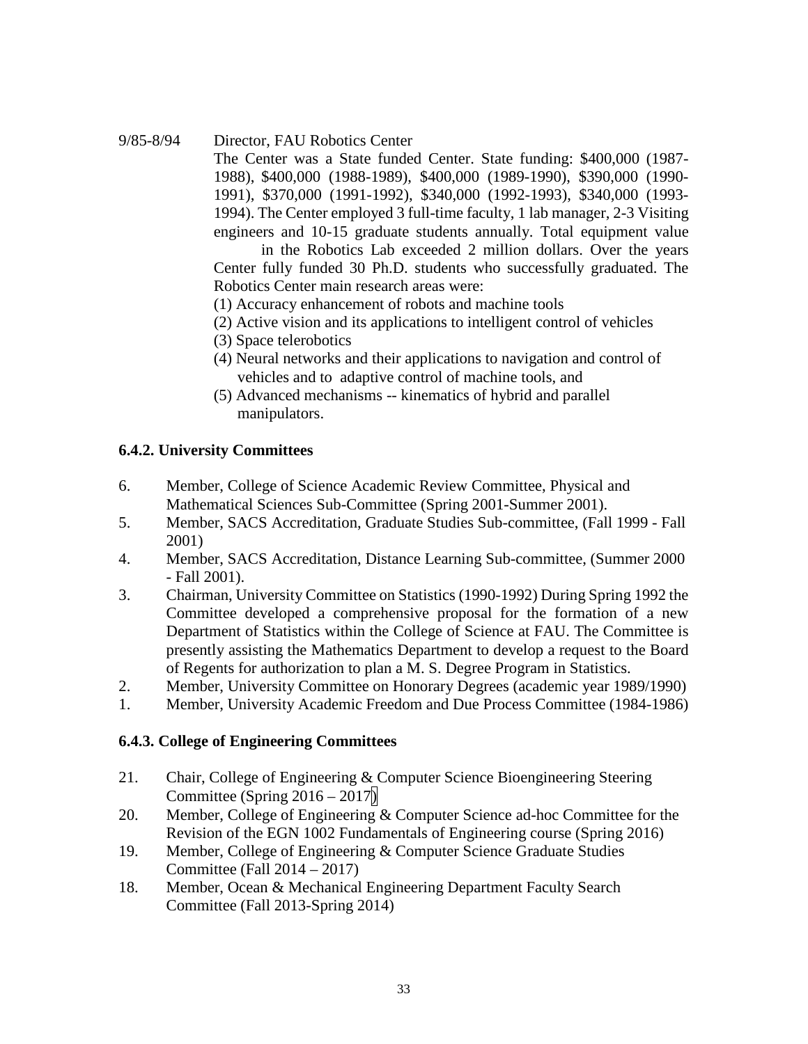9/85-8/94 Director, FAU Robotics Center

The Center was a State funded Center. State funding: $400,000 (1987-1988), $400,000 (1988-1989), $400,000 (1989-1990), $390,000 (1990-1991), $370,000 (1991-1992), $340,000 (1992-1993), $340,000 (1993-1994). The Center employed 3 full-time faculty, 1 lab manager, 2-3 Visiting engineers and 10-15 graduate students annually. Total equipment value in the Robotics Lab exceeded 2 million dollars. Over the years Center fully funded 30 Ph.D. students who successfully graduated. The Robotics Center main research areas were:

(1) Accuracy enhancement of robots and machine tools
(2) Active vision and its applications to intelligent control of vehicles
(3) Space telerobotics
(4) Neural networks and their applications to navigation and control of vehicles and to adaptive control of machine tools, and
(5) Advanced mechanisms -- kinematics of hybrid and parallel manipulators.

**6.4.2. University Committees**

6. Member, College of Science Academic Review Committee, Physical and Mathematical Sciences Sub-Committee (Spring 2001-Summer 2001).
5. Member, SACS Accreditation, Graduate Studies Sub-committee, (Fall 1999 - Fall 2001)
4. Member, SACS Accreditation, Distance Learning Sub-committee, (Summer 2000 - Fall 2001).
3. Chairman, University Committee on Statistics (1990-1992) During Spring 1992 the Committee developed a comprehensive proposal for the formation of a new Department of Statistics within the College of Science at FAU. The Committee is presently assisting the Mathematics Department to develop a request to the Board of Regents for authorization to plan a M. S. Degree Program in Statistics.
2. Member, University Committee on Honorary Degrees (academic year 1989/1990)
1. Member, University Academic Freedom and Due Process Committee (1984-1986)

**6.4.3. College of Engineering Committees**

21. Chair, College of Engineering & Computer Science Bioengineering Steering Committee (Spring 2016 – 2017)
20. Member, College of Engineering & Computer Science ad-hoc Committee for the Revision of the EGN 1002 Fundamentals of Engineering course (Spring 2016)
19. Member, College of Engineering & Computer Science Graduate Studies Committee (Fall 2014 – 2017)
18. Member, Ocean & Mechanical Engineering Department Faculty Search Committee (Fall 2013-Spring 2014)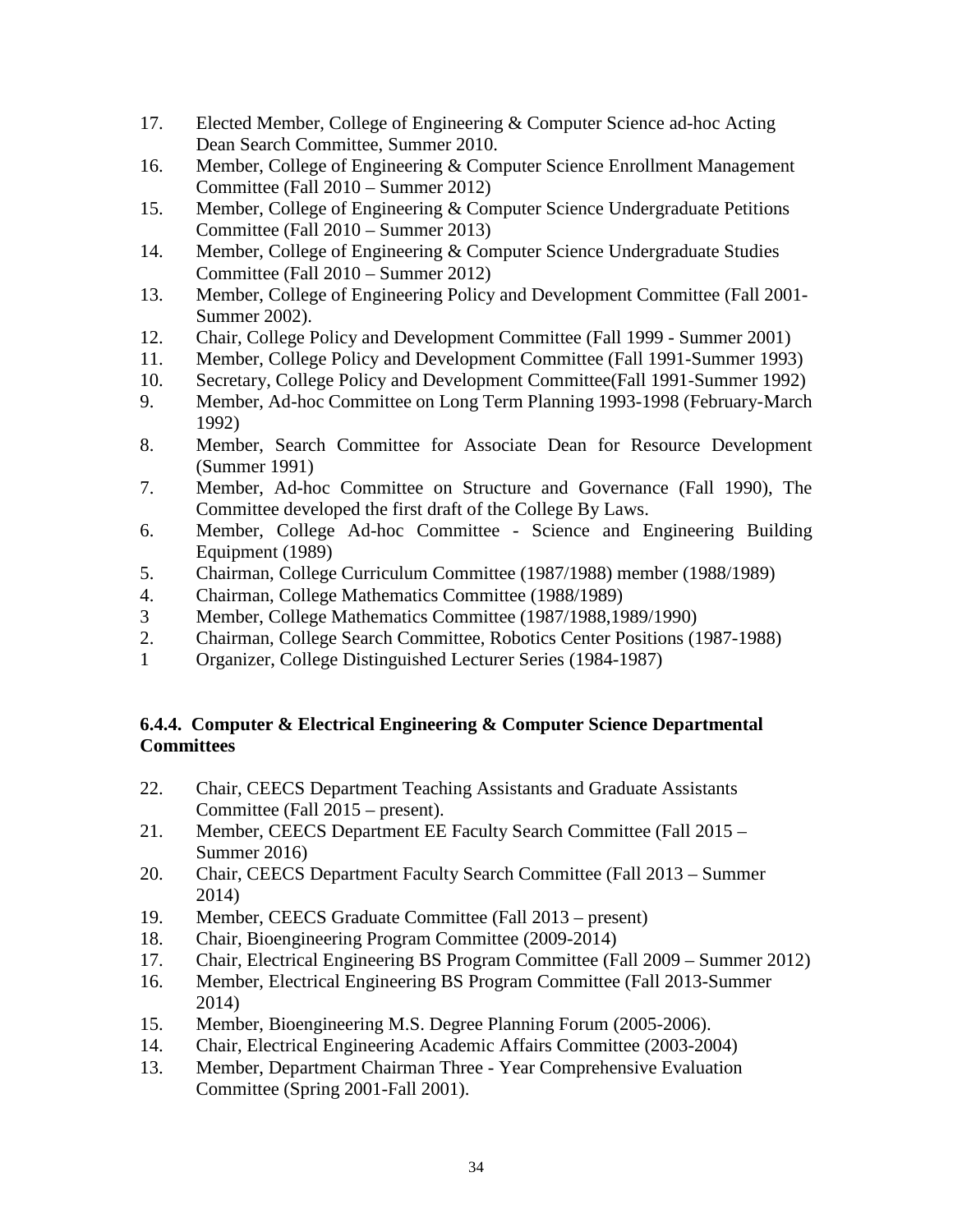17. Elected Member, College of Engineering & Computer Science ad-hoc Acting Dean Search Committee, Summer 2010.
16. Member, College of Engineering & Computer Science Enrollment Management Committee (Fall 2010 – Summer 2012)
15. Member, College of Engineering & Computer Science Undergraduate Petitions Committee (Fall 2010 – Summer 2013)
14. Member, College of Engineering & Computer Science Undergraduate Studies Committee (Fall 2010 – Summer 2012)
13. Member, College of Engineering Policy and Development Committee (Fall 2001-Summer 2002).
12. Chair, College Policy and Development Committee (Fall 1999 - Summer 2001)
11. Member, College Policy and Development Committee (Fall 1991-Summer 1993)
10. Secretary, College Policy and Development Committee(Fall 1991-Summer 1992)
9. Member, Ad-hoc Committee on Long Term Planning 1993-1998 (February-March 1992)
8. Member, Search Committee for Associate Dean for Resource Development (Summer 1991)
7. Member, Ad-hoc Committee on Structure and Governance (Fall 1990), The Committee developed the first draft of the College By Laws.
6. Member, College Ad-hoc Committee - Science and Engineering Building Equipment (1989)
5. Chairman, College Curriculum Committee (1987/1988) member (1988/1989)
4. Chairman, College Mathematics Committee (1988/1989)
3 Member, College Mathematics Committee (1987/1988,1989/1990)
2. Chairman, College Search Committee, Robotics Center Positions (1987-1988)
1 Organizer, College Distinguished Lecturer Series (1984-1987)

### 6.4.4. Computer & Electrical Engineering & Computer Science Departmental Committees

22. Chair, CEECS Department Teaching Assistants and Graduate Assistants Committee (Fall 2015 – present).
21. Member, CEECS Department EE Faculty Search Committee (Fall 2015 – Summer 2016)
20. Chair, CEECS Department Faculty Search Committee (Fall 2013 – Summer 2014)
19. Member, CEECS Graduate Committee (Fall 2013 – present)
18. Chair, Bioengineering Program Committee (2009-2014)
17. Chair, Electrical Engineering BS Program Committee (Fall 2009 – Summer 2012)
16. Member, Electrical Engineering BS Program Committee (Fall 2013-Summer 2014)
15. Member, Bioengineering M.S. Degree Planning Forum (2005-2006).
14. Chair, Electrical Engineering Academic Affairs Committee (2003-2004)
13. Member, Department Chairman Three - Year Comprehensive Evaluation Committee (Spring 2001-Fall 2001).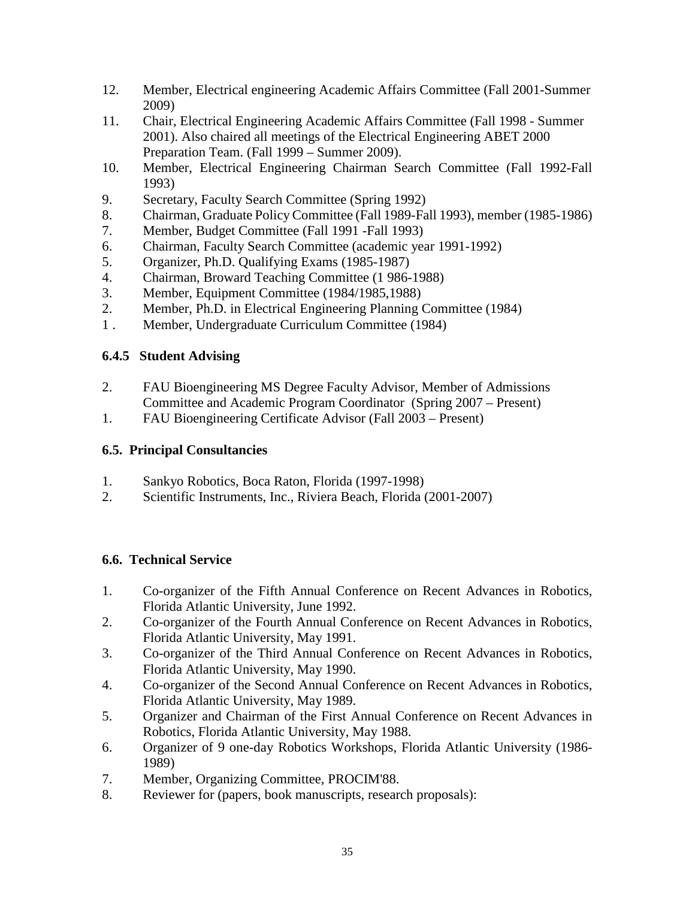12. Member, Electrical engineering Academic Affairs Committee (Fall 2001-Summer 2009)
11. Chair, Electrical Engineering Academic Affairs Committee (Fall 1998 - Summer 2001). Also chaired all meetings of the Electrical Engineering ABET 2000 Preparation Team. (Fall 1999 – Summer 2009).
10. Member, Electrical Engineering Chairman Search Committee (Fall 1992-Fall 1993)
9. Secretary, Faculty Search Committee (Spring 1992)
8. Chairman, Graduate Policy Committee (Fall 1989-Fall 1993), member (1985-1986)
7. Member, Budget Committee (Fall 1991 -Fall 1993)
6. Chairman, Faculty Search Committee (academic year 1991-1992)
5. Organizer, Ph.D. Qualifying Exams (1985-1987)
4. Chairman, Broward Teaching Committee (1 986-1988)
3. Member, Equipment Committee (1984/1985,1988)
2. Member, Ph.D. in Electrical Engineering Planning Committee (1984)
1 . Member, Undergraduate Curriculum Committee (1984)

### 6.4.5 Student Advising

2. FAU Bioengineering MS Degree Faculty Advisor, Member of Admissions Committee and Academic Program Coordinator (Spring 2007 – Present)
1. FAU Bioengineering Certificate Advisor (Fall 2003 – Present)

### 6.5. Principal Consultancies

1. Sankyo Robotics, Boca Raton, Florida (1997-1998)
2. Scientific Instruments, Inc., Riviera Beach, Florida (2001-2007)

### 6.6. Technical Service

1. Co-organizer of the Fifth Annual Conference on Recent Advances in Robotics, Florida Atlantic University, June 1992.
2. Co-organizer of the Fourth Annual Conference on Recent Advances in Robotics, Florida Atlantic University, May 1991.
3. Co-organizer of the Third Annual Conference on Recent Advances in Robotics, Florida Atlantic University, May 1990.
4. Co-organizer of the Second Annual Conference on Recent Advances in Robotics, Florida Atlantic University, May 1989.
5. Organizer and Chairman of the First Annual Conference on Recent Advances in Robotics, Florida Atlantic University, May 1988.
6. Organizer of 9 one-day Robotics Workshops, Florida Atlantic University (1986-1989)
7. Member, Organizing Committee, PROCIM'88.
8. Reviewer for (papers, book manuscripts, research proposals):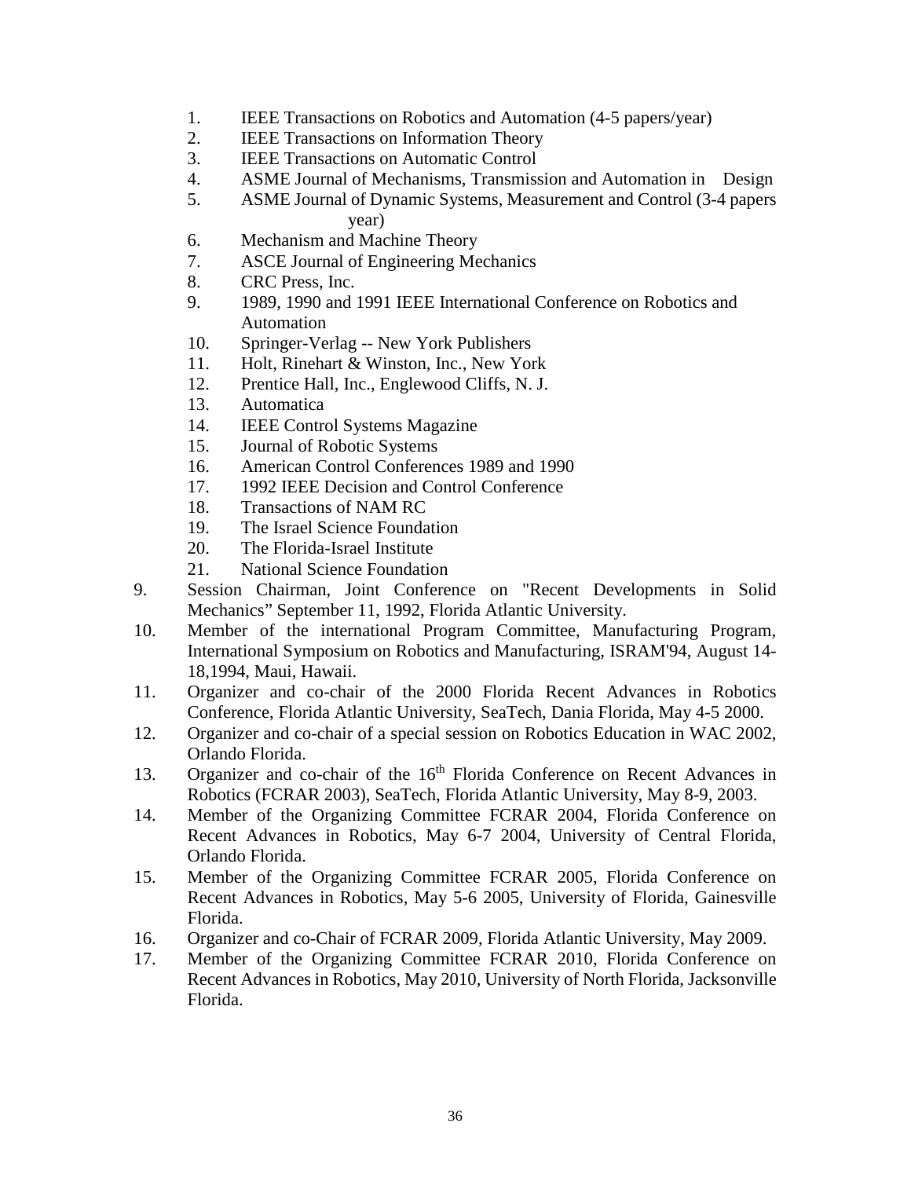1. IEEE Transactions on Robotics and Automation (4-5 papers/year)
2. IEEE Transactions on Information Theory
3. IEEE Transactions on Automatic Control
4. ASME Journal of Mechanisms, Transmission and Automation in Design
5. ASME Journal of Dynamic Systems, Measurement and Control (3-4 papers year)
6. Mechanism and Machine Theory
7. ASCE Journal of Engineering Mechanics
8. CRC Press, Inc.
9. 1989, 1990 and 1991 IEEE International Conference on Robotics and Automation
10. Springer-Verlag -- New York Publishers
11. Holt, Rinehart & Winston, Inc., New York
12. Prentice Hall, Inc., Englewood Cliffs, N. J.
13. Automatica
14. IEEE Control Systems Magazine
15. Journal of Robotic Systems
16. American Control Conferences 1989 and 1990
17. 1992 IEEE Decision and Control Conference
18. Transactions of NAM RC
19. The Israel Science Foundation
20. The Florida-Israel Institute
21. National Science Foundation

9. Session Chairman, Joint Conference on "Recent Developments in Solid Mechanics" September 11, 1992, Florida Atlantic University.
10. Member of the international Program Committee, Manufacturing Program, International Symposium on Robotics and Manufacturing, ISRAM'94, August 14-18,1994, Maui, Hawaii.
11. Organizer and co-chair of the 2000 Florida Recent Advances in Robotics Conference, Florida Atlantic University, SeaTech, Dania Florida, May 4-5 2000.
12. Organizer and co-chair of a special session on Robotics Education in WAC 2002, Orlando Florida.
13. Organizer and co-chair of the 16th Florida Conference on Recent Advances in Robotics (FCRAR 2003), SeaTech, Florida Atlantic University, May 8-9, 2003.
14. Member of the Organizing Committee FCRAR 2004, Florida Conference on Recent Advances in Robotics, May 6-7 2004, University of Central Florida, Orlando Florida.
15. Member of the Organizing Committee FCRAR 2005, Florida Conference on Recent Advances in Robotics, May 5-6 2005, University of Florida, Gainesville Florida.
16. Organizer and co-Chair of FCRAR 2009, Florida Atlantic University, May 2009.
17. Member of the Organizing Committee FCRAR 2010, Florida Conference on Recent Advances in Robotics, May 2010, University of North Florida, Jacksonville Florida.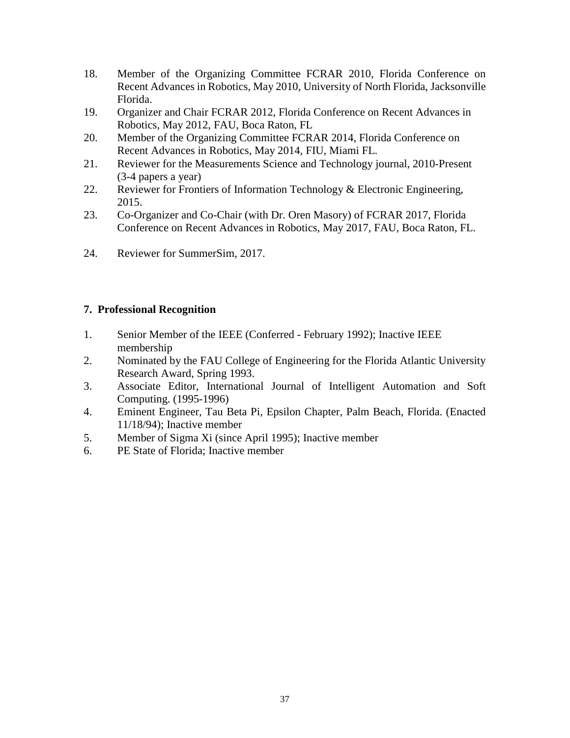18. Member of the Organizing Committee FCRAR 2010, Florida Conference on Recent Advances in Robotics, May 2010, University of North Florida, Jacksonville Florida.
19. Organizer and Chair FCRAR 2012, Florida Conference on Recent Advances in Robotics, May 2012, FAU, Boca Raton, FL
20. Member of the Organizing Committee FCRAR 2014, Florida Conference on Recent Advances in Robotics, May 2014, FIU, Miami FL.
21. Reviewer for the Measurements Science and Technology journal, 2010-Present (3-4 papers a year)
22. Reviewer for Frontiers of Information Technology & Electronic Engineering, 2015.
23. Co-Organizer and Co-Chair (with Dr. Oren Masory) of FCRAR 2017, Florida Conference on Recent Advances in Robotics, May 2017, FAU, Boca Raton, FL.
24. Reviewer for SummerSim, 2017.

## 7. Professional Recognition

1. Senior Member of the IEEE (Conferred - February 1992); Inactive IEEE membership
2. Nominated by the FAU College of Engineering for the Florida Atlantic University Research Award, Spring 1993.
3. Associate Editor, International Journal of Intelligent Automation and Soft Computing. (1995-1996)
4. Eminent Engineer, Tau Beta Pi, Epsilon Chapter, Palm Beach, Florida. (Enacted 11/18/94); Inactive member
5. Member of Sigma Xi (since April 1995); Inactive member
6. PE State of Florida; Inactive member